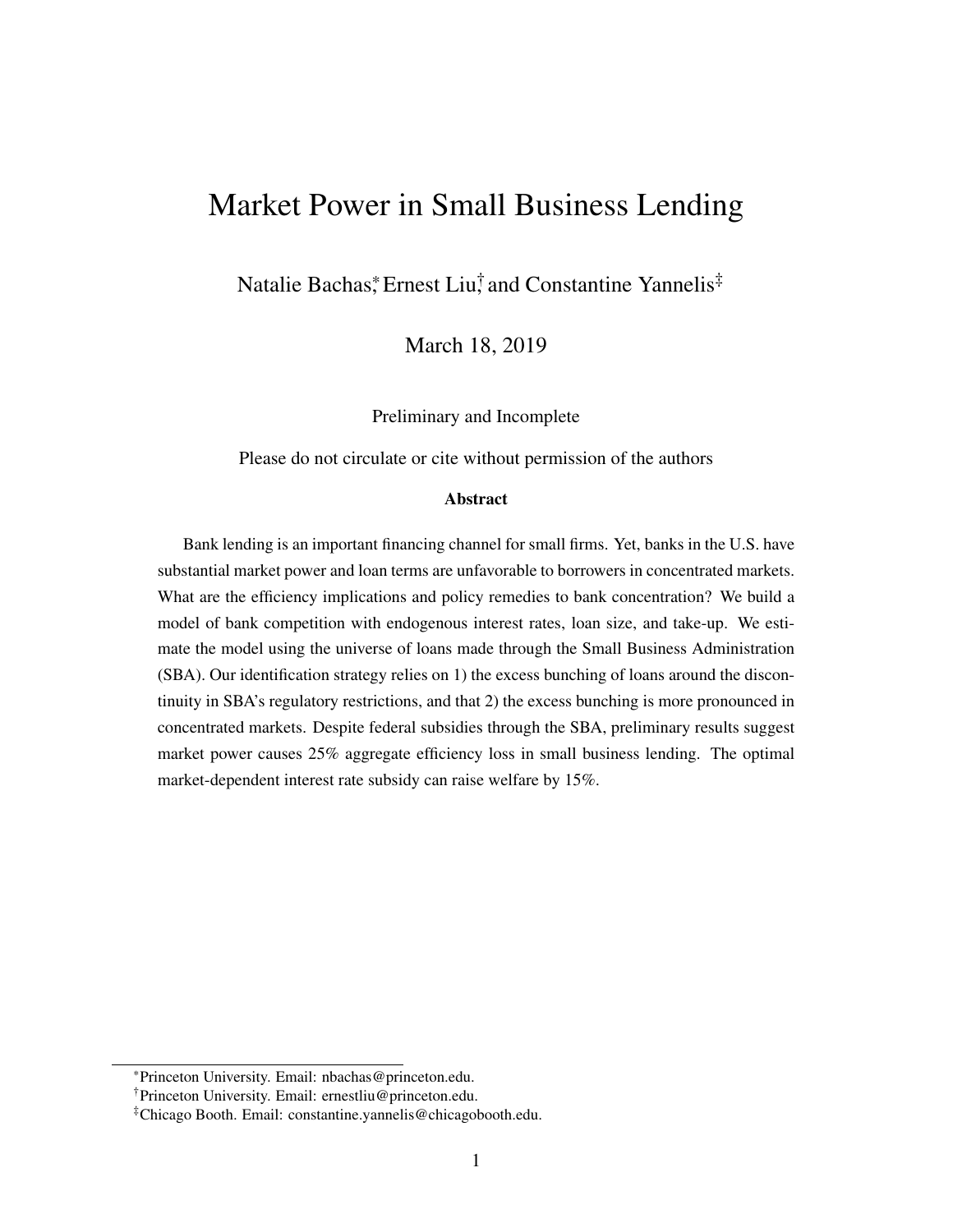# Market Power in Small Business Lending

Natalie Bachas[*], Ernest Liu[†], and Constantine Yannelis[‡]

March 18, 2019

Preliminary and Incomplete

Please do not circulate or cite without permission of the authors

### Abstract

Bank lending is an important financing channel for small firms. Yet, banks in the U.S. have substantial market power and loan terms are unfavorable to borrowers in concentrated markets. What are the efficiency implications and policy remedies to bank concentration? We build a model of bank competition with endogenous interest rates, loan size, and take-up. We estimate the model using the universe of loans made through the Small Business Administration (SBA). Our identification strategy relies on 1) the excess bunching of loans around the discontinuity in SBA's regulatory restrictions, and that 2) the excess bunching is more pronounced in concentrated markets. Despite federal subsidies through the SBA, preliminary results suggest market power causes 25% aggregate efficiency loss in small business lending. The optimal market-dependent interest rate subsidy can raise welfare by 15%.

---

[*] Princeton University. Email: nbachas@princeton.edu.

[†] Princeton University. Email: ernestliu@princeton.edu.

[‡] Chicago Booth. Email: constantine.yannelis@chicagobooth.edu.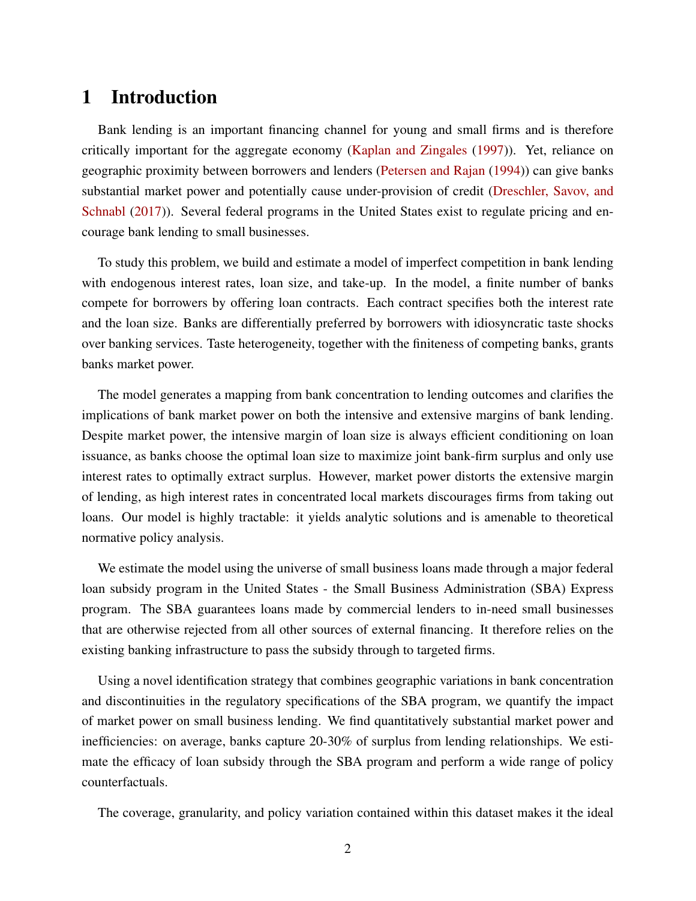# 1 Introduction

Bank lending is an important financing channel for young and small firms and is therefore critically important for the aggregate economy (Kaplan and Zingales (1997)). Yet, reliance on geographic proximity between borrowers and lenders (Petersen and Rajan (1994)) can give banks substantial market power and potentially cause under-provision of credit (Dreschler, Savov, and Schnabl (2017)). Several federal programs in the United States exist to regulate pricing and encourage bank lending to small businesses.

To study this problem, we build and estimate a model of imperfect competition in bank lending with endogenous interest rates, loan size, and take-up. In the model, a finite number of banks compete for borrowers by offering loan contracts. Each contract specifies both the interest rate and the loan size. Banks are differentially preferred by borrowers with idiosyncratic taste shocks over banking services. Taste heterogeneity, together with the finiteness of competing banks, grants banks market power.

The model generates a mapping from bank concentration to lending outcomes and clarifies the implications of bank market power on both the intensive and extensive margins of bank lending. Despite market power, the intensive margin of loan size is always efficient conditioning on loan issuance, as banks choose the optimal loan size to maximize joint bank-firm surplus and only use interest rates to optimally extract surplus. However, market power distorts the extensive margin of lending, as high interest rates in concentrated local markets discourages firms from taking out loans. Our model is highly tractable: it yields analytic solutions and is amenable to theoretical normative policy analysis.

We estimate the model using the universe of small business loans made through a major federal loan subsidy program in the United States - the Small Business Administration (SBA) Express program. The SBA guarantees loans made by commercial lenders to in-need small businesses that are otherwise rejected from all other sources of external financing. It therefore relies on the existing banking infrastructure to pass the subsidy through to targeted firms.

Using a novel identification strategy that combines geographic variations in bank concentration and discontinuities in the regulatory specifications of the SBA program, we quantify the impact of market power on small business lending. We find quantitatively substantial market power and inefficiencies: on average, banks capture 20-30% of surplus from lending relationships. We estimate the efficacy of loan subsidy through the SBA program and perform a wide range of policy counterfactuals.

The coverage, granularity, and policy variation contained within this dataset makes it the ideal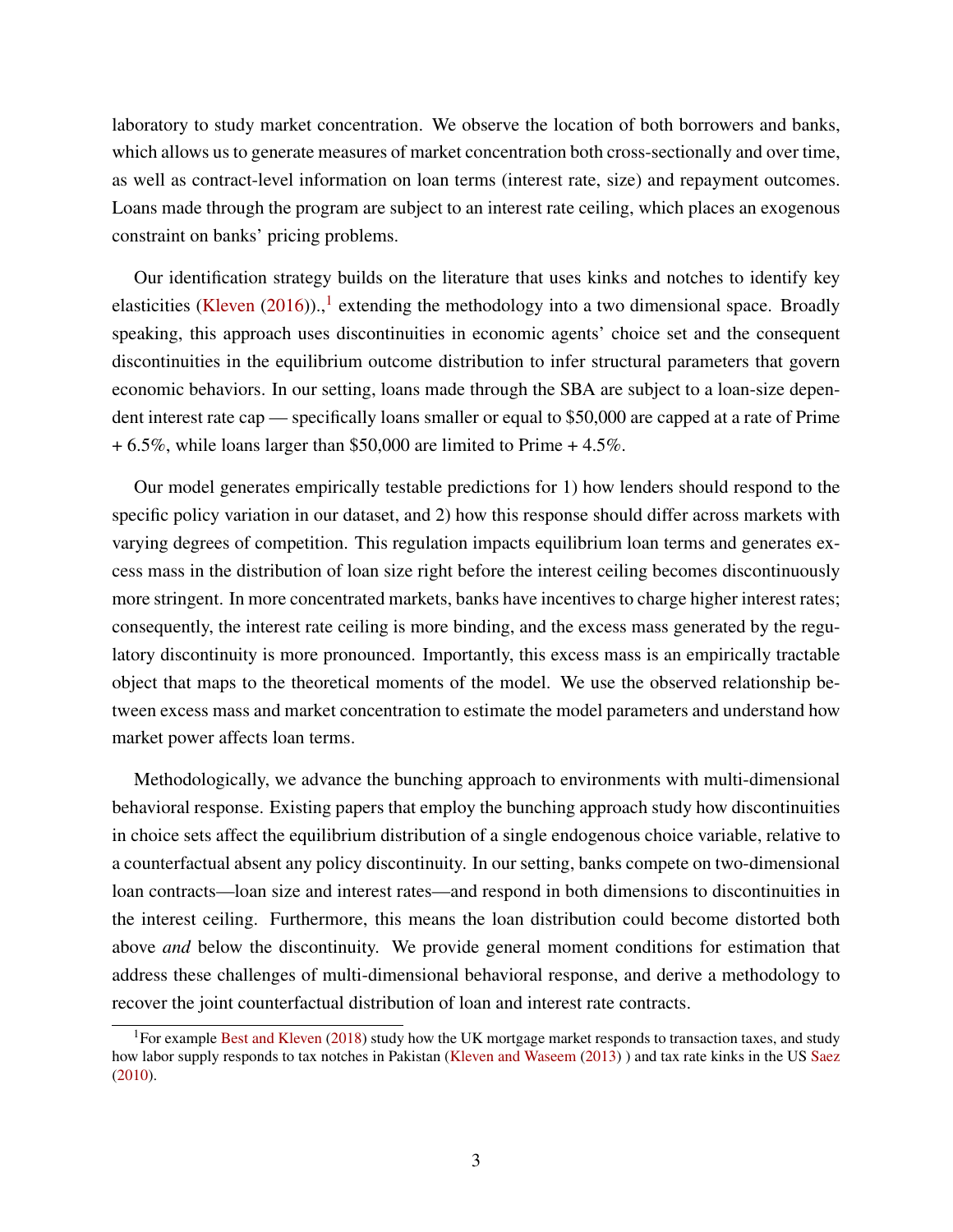laboratory to study market concentration. We observe the location of both borrowers and banks, which allows us to generate measures of market concentration both cross-sectionally and over time, as well as contract-level information on loan terms (interest rate, size) and repayment outcomes. Loans made through the program are subject to an interest rate ceiling, which places an exogenous constraint on banks' pricing problems.

Our identification strategy builds on the literature that uses kinks and notches to identify key elasticities (Kleven (2016)).,[1] extending the methodology into a two dimensional space. Broadly speaking, this approach uses discontinuities in economic agents' choice set and the consequent discontinuities in the equilibrium outcome distribution to infer structural parameters that govern economic behaviors. In our setting, loans made through the SBA are subject to a loan-size dependent interest rate cap — specifically loans smaller or equal to $50,000 are capped at a rate of Prime + 6.5%, while loans larger than $50,000 are limited to Prime + 4.5%.

Our model generates empirically testable predictions for 1) how lenders should respond to the specific policy variation in our dataset, and 2) how this response should differ across markets with varying degrees of competition. This regulation impacts equilibrium loan terms and generates excess mass in the distribution of loan size right before the interest ceiling becomes discontinuously more stringent. In more concentrated markets, banks have incentives to charge higher interest rates; consequently, the interest rate ceiling is more binding, and the excess mass generated by the regulatory discontinuity is more pronounced. Importantly, this excess mass is an empirically tractable object that maps to the theoretical moments of the model. We use the observed relationship between excess mass and market concentration to estimate the model parameters and understand how market power affects loan terms.

Methodologically, we advance the bunching approach to environments with multi-dimensional behavioral response. Existing papers that employ the bunching approach study how discontinuities in choice sets affect the equilibrium distribution of a single endogenous choice variable, relative to a counterfactual absent any policy discontinuity. In our setting, banks compete on two-dimensional loan contracts—loan size and interest rates—and respond in both dimensions to discontinuities in the interest ceiling. Furthermore, this means the loan distribution could become distorted both above *and* below the discontinuity. We provide general moment conditions for estimation that address these challenges of multi-dimensional behavioral response, and derive a methodology to recover the joint counterfactual distribution of loan and interest rate contracts.

[1] For example Best and Kleven (2018) study how the UK mortgage market responds to transaction taxes, and study how labor supply responds to tax notches in Pakistan (Kleven and Waseem (2013) ) and tax rate kinks in the US Saez (2010).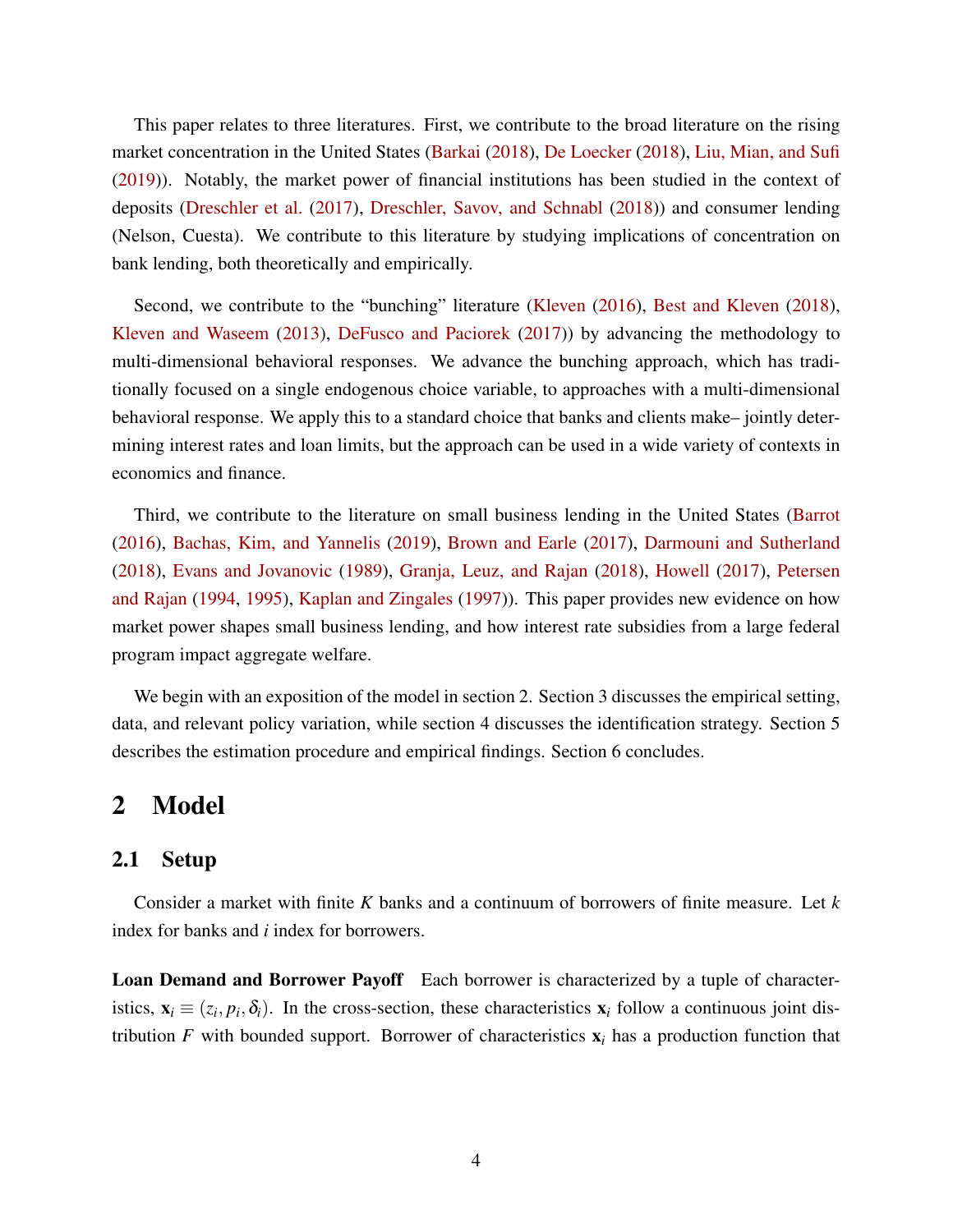This paper relates to three literatures. First, we contribute to the broad literature on the rising market concentration in the United States (Barkai (2018), De Loecker (2018), Liu, Mian, and Sufi (2019)). Notably, the market power of financial institutions has been studied in the context of deposits (Dreschler et al. (2017), Dreschler, Savov, and Schnabl (2018)) and consumer lending (Nelson, Cuesta). We contribute to this literature by studying implications of concentration on bank lending, both theoretically and empirically.

Second, we contribute to the "bunching" literature (Kleven (2016), Best and Kleven (2018), Kleven and Waseem (2013), DeFusco and Paciorek (2017)) by advancing the methodology to multi-dimensional behavioral responses. We advance the bunching approach, which has traditionally focused on a single endogenous choice variable, to approaches with a multi-dimensional behavioral response. We apply this to a standard choice that banks and clients make– jointly determining interest rates and loan limits, but the approach can be used in a wide variety of contexts in economics and finance.

Third, we contribute to the literature on small business lending in the United States (Barrot (2016), Bachas, Kim, and Yannelis (2019), Brown and Earle (2017), Darmouni and Sutherland (2018), Evans and Jovanovic (1989), Granja, Leuz, and Rajan (2018), Howell (2017), Petersen and Rajan (1994, 1995), Kaplan and Zingales (1997)). This paper provides new evidence on how market power shapes small business lending, and how interest rate subsidies from a large federal program impact aggregate welfare.

We begin with an exposition of the model in section 2. Section 3 discusses the empirical setting, data, and relevant policy variation, while section 4 discusses the identification strategy. Section 5 describes the estimation procedure and empirical findings. Section 6 concludes.

# 2 Model

## 2.1 Setup

Consider a market with finite $K$ banks and a continuum of borrowers of finite measure. Let $k$ index for banks and $i$ index for borrowers.

**Loan Demand and Borrower Payoff** Each borrower is characterized by a tuple of characteristics, $\mathbf{x}_i \equiv (z_i, p_i, \delta_i)$. In the cross-section, these characteristics $\mathbf{x}_i$ follow a continuous joint distribution $F$ with bounded support. Borrower of characteristics $\mathbf{x}_i$ has a production function that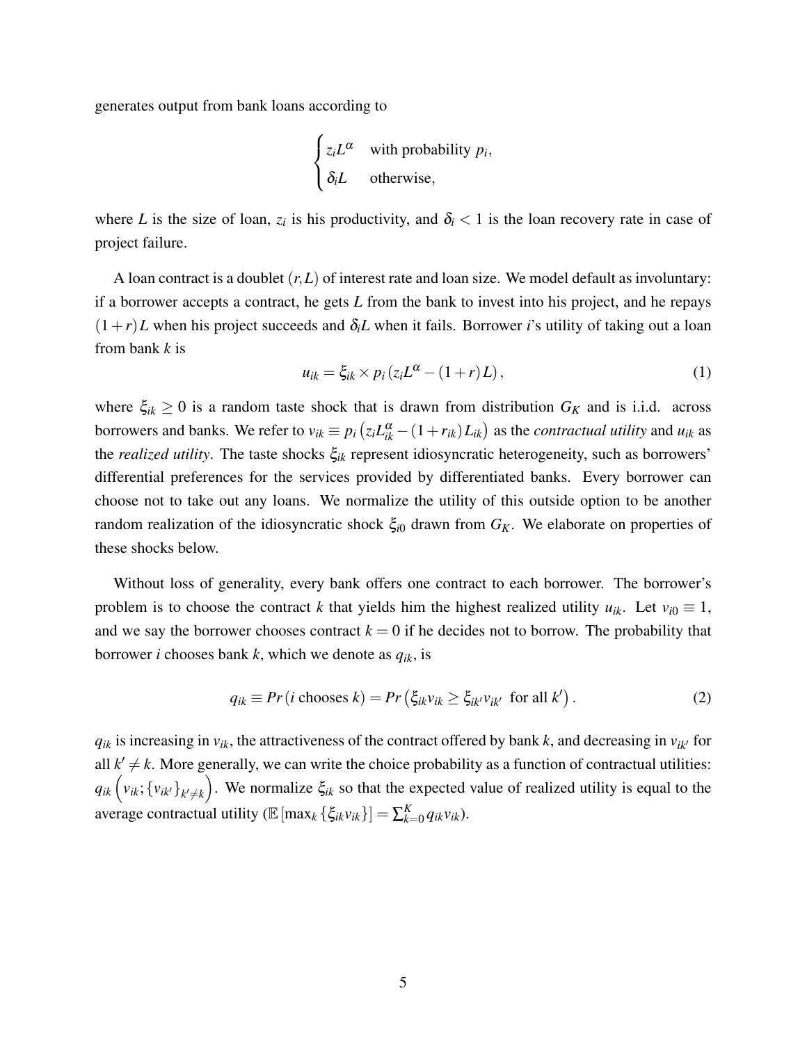generates output from bank loans according to

$$\begin{cases} z_i L^{\alpha} & \text{with probability } p_i, \\ \delta_i L & \text{otherwise,} \end{cases}$$

where $L$ is the size of loan, $z_i$ is his productivity, and $\delta_i < 1$ is the loan recovery rate in case of project failure.

A loan contract is a doublet $(r, L)$ of interest rate and loan size. We model default as involuntary: if a borrower accepts a contract, he gets $L$ from the bank to invest into his project, and he repays $(1+r)L$ when his project succeeds and $\delta_i L$ when it fails. Borrower $i$'s utility of taking out a loan from bank $k$ is

$$u_{ik} = \xi_{ik} \times p_i \left( z_i L^{\alpha} - (1+r) L \right), \tag{1}$$

where $\xi_{ik} \geq 0$ is a random taste shock that is drawn from distribution $G_K$ and is i.i.d. across borrowers and banks. We refer to $v_{ik} \equiv p_i \left( z_i L_{ik}^{\alpha} - (1+r_{ik}) L_{ik} \right)$ as the *contractual utility* and $u_{ik}$ as the *realized utility*. The taste shocks $\xi_{ik}$ represent idiosyncratic heterogeneity, such as borrowers' differential preferences for the services provided by differentiated banks. Every borrower can choose not to take out any loans. We normalize the utility of this outside option to be another random realization of the idiosyncratic shock $\xi_{i0}$ drawn from $G_K$. We elaborate on properties of these shocks below.

Without loss of generality, every bank offers one contract to each borrower. The borrower's problem is to choose the contract $k$ that yields him the highest realized utility $u_{ik}$. Let $v_{i0} \equiv 1$, and we say the borrower chooses contract $k = 0$ if he decides not to borrow. The probability that borrower $i$ chooses bank $k$, which we denote as $q_{ik}$, is

$$q_{ik} \equiv Pr\left(i \text{ chooses } k\right) = Pr\left(\xi_{ik} v_{ik} \geq \xi_{ik'} v_{ik'} \text{ for all } k'\right). \tag{2}$$

$q_{ik}$ is increasing in $v_{ik}$, the attractiveness of the contract offered by bank $k$, and decreasing in $v_{ik'}$ for all $k' \neq k$. More generally, we can write the choice probability as a function of contractual utilities: $q_{ik}\left(v_{ik}; \{v_{ik'}\}_{k' \neq k}\right)$. We normalize $\xi_{ik}$ so that the expected value of realized utility is equal to the average contractual utility ($\mathbb{E}\left[\max_k \{\xi_{ik} v_{ik}\}\right] = \sum_{k=0}^{K} q_{ik} v_{ik}$).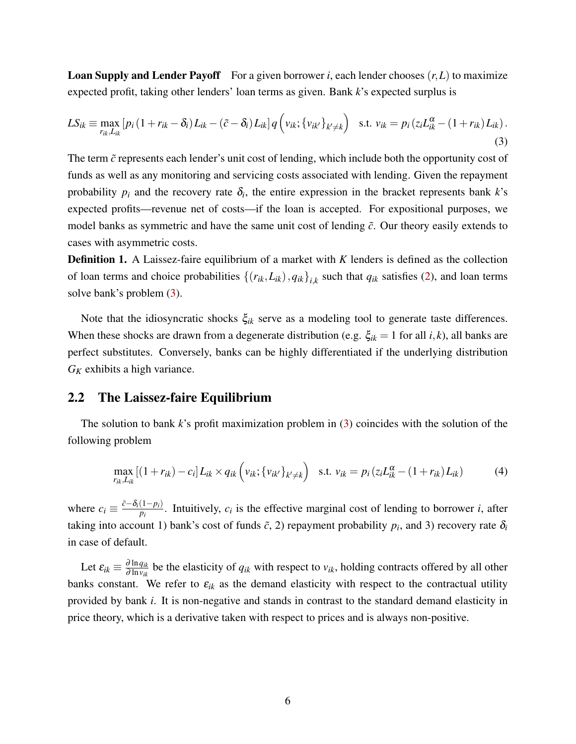**Loan Supply and Lender Payoff** For a given borrower $i$, each lender chooses $(r, L)$ to maximize expected profit, taking other lenders' loan terms as given. Bank $k$'s expected surplus is

$$LS_{ik} \equiv \max_{r_{ik}, L_{ik}} \left[p_i (1 + r_{ik} - \delta_i) L_{ik} - (\tilde{c} - \delta_i) L_{ik}\right] q\left(v_{ik}; \{v_{ik'}\}_{k' \neq k}\right) \quad \text{s.t. } v_{ik} = p_i \left(z_i L_{ik}^{\alpha} - (1 + r_{ik}) L_{ik}\right). \tag{3}$$

The term $\tilde{c}$ represents each lender's unit cost of lending, which include both the opportunity cost of funds as well as any monitoring and servicing costs associated with lending. Given the repayment probability $p_i$ and the recovery rate $\delta_i$, the entire expression in the bracket represents bank $k$'s expected profits—revenue net of costs—if the loan is accepted. For expositional purposes, we model banks as symmetric and have the same unit cost of lending $\tilde{c}$. Our theory easily extends to cases with asymmetric costs.

**Definition 1.** A Laissez-faire equilibrium of a market with $K$ lenders is defined as the collection of loan terms and choice probabilities $\{(r_{ik}, L_{ik}), q_{ik}\}_{i,k}$ such that $q_{ik}$ satisfies (2), and loan terms solve bank's problem (3).

Note that the idiosyncratic shocks $\xi_{ik}$ serve as a modeling tool to generate taste differences. When these shocks are drawn from a degenerate distribution (e.g. $\xi_{ik} = 1$ for all $i, k$), all banks are perfect substitutes. Conversely, banks can be highly differentiated if the underlying distribution $G_K$ exhibits a high variance.

## 2.2 The Laissez-faire Equilibrium

The solution to bank $k$'s profit maximization problem in (3) coincides with the solution of the following problem

$$\max_{r_{ik}, L_{ik}} \left[(1 + r_{ik}) - c_i\right] L_{ik} \times q_{ik}\left(v_{ik}; \{v_{ik'}\}_{k' \neq k}\right) \quad \text{s.t. } v_{ik} = p_i \left(z_i L_{ik}^{\alpha} - (1 + r_{ik}) L_{ik}\right) \tag{4}$$

where $c_i \equiv \frac{\tilde{c} - \delta_i (1 - p_i)}{p_i}$. Intuitively, $c_i$ is the effective marginal cost of lending to borrower $i$, after taking into account 1) bank's cost of funds $\tilde{c}$, 2) repayment probability $p_i$, and 3) recovery rate $\delta_i$ in case of default.

Let $\varepsilon_{ik} \equiv \frac{\partial \ln q_{ik}}{\partial \ln v_{ik}}$ be the elasticity of $q_{ik}$ with respect to $v_{ik}$, holding contracts offered by all other banks constant. We refer to $\varepsilon_{ik}$ as the demand elasticity with respect to the contractual utility provided by bank $i$. It is non-negative and stands in contrast to the standard demand elasticity in price theory, which is a derivative taken with respect to prices and is always non-positive.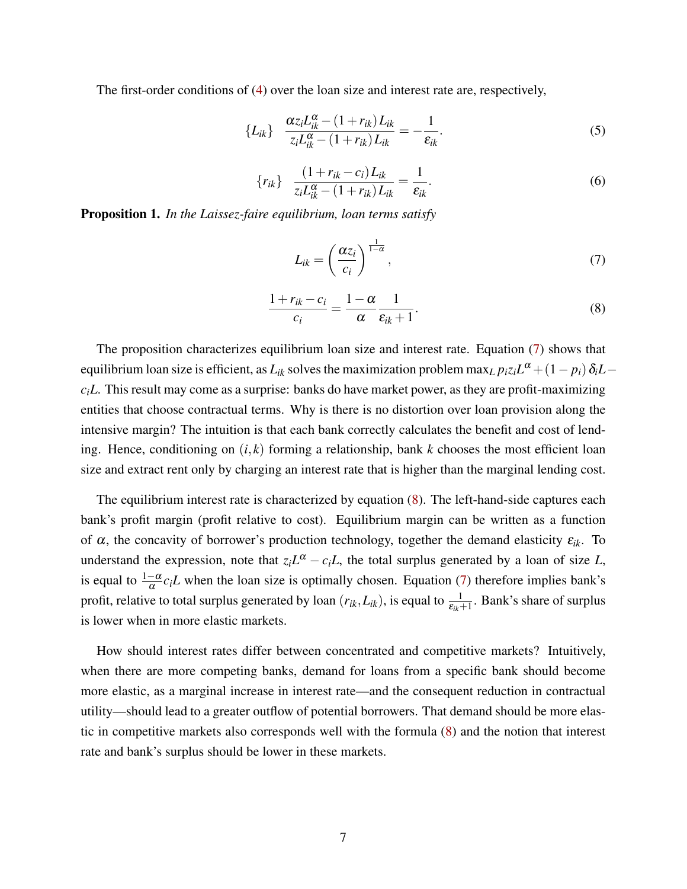The first-order conditions of (4) over the loan size and interest rate are, respectively,

$$\{L_{ik}\} \quad \frac{\alpha z_i L_{ik}^{\alpha} - (1+r_{ik}) L_{ik}}{z_i L_{ik}^{\alpha} - (1+r_{ik}) L_{ik}} = -\frac{1}{\varepsilon_{ik}}. \tag{5}$$

$$\{r_{ik}\} \quad \frac{(1+r_{ik}-c_i) L_{ik}}{z_i L_{ik}^{\alpha} - (1+r_{ik}) L_{ik}} = \frac{1}{\varepsilon_{ik}}. \tag{6}$$

**Proposition 1.** *In the Laissez-faire equilibrium, loan terms satisfy*

$$L_{ik} = \left(\frac{\alpha z_i}{c_i}\right)^{\frac{1}{1-\alpha}}, \tag{7}$$

$$\frac{1+r_{ik}-c_i}{c_i} = \frac{1-\alpha}{\alpha}\frac{1}{\varepsilon_{ik}+1}. \tag{8}$$

The proposition characterizes equilibrium loan size and interest rate. Equation (7) shows that equilibrium loan size is efficient, as $L_{ik}$ solves the maximization problem $\max_L p_i z_i L^{\alpha} + (1-p_i)\delta_i L - c_i L$. This result may come as a surprise: banks do have market power, as they are profit-maximizing entities that choose contractual terms. Why is there is no distortion over loan provision along the intensive margin? The intuition is that each bank correctly calculates the benefit and cost of lending. Hence, conditioning on $(i,k)$ forming a relationship, bank $k$ chooses the most efficient loan size and extract rent only by charging an interest rate that is higher than the marginal lending cost.

The equilibrium interest rate is characterized by equation (8). The left-hand-side captures each bank's profit margin (profit relative to cost). Equilibrium margin can be written as a function of $\alpha$, the concavity of borrower's production technology, together the demand elasticity $\varepsilon_{ik}$. To understand the expression, note that $z_i L^{\alpha} - c_i L$, the total surplus generated by a loan of size $L$, is equal to $\frac{1-\alpha}{\alpha} c_i L$ when the loan size is optimally chosen. Equation (7) therefore implies bank's profit, relative to total surplus generated by loan $(r_{ik}, L_{ik})$, is equal to $\frac{1}{\varepsilon_{ik}+1}$. Bank's share of surplus is lower when in more elastic markets.

How should interest rates differ between concentrated and competitive markets? Intuitively, when there are more competing banks, demand for loans from a specific bank should become more elastic, as a marginal increase in interest rate—and the consequent reduction in contractual utility—should lead to a greater outflow of potential borrowers. That demand should be more elastic in competitive markets also corresponds well with the formula (8) and the notion that interest rate and bank's surplus should be lower in these markets.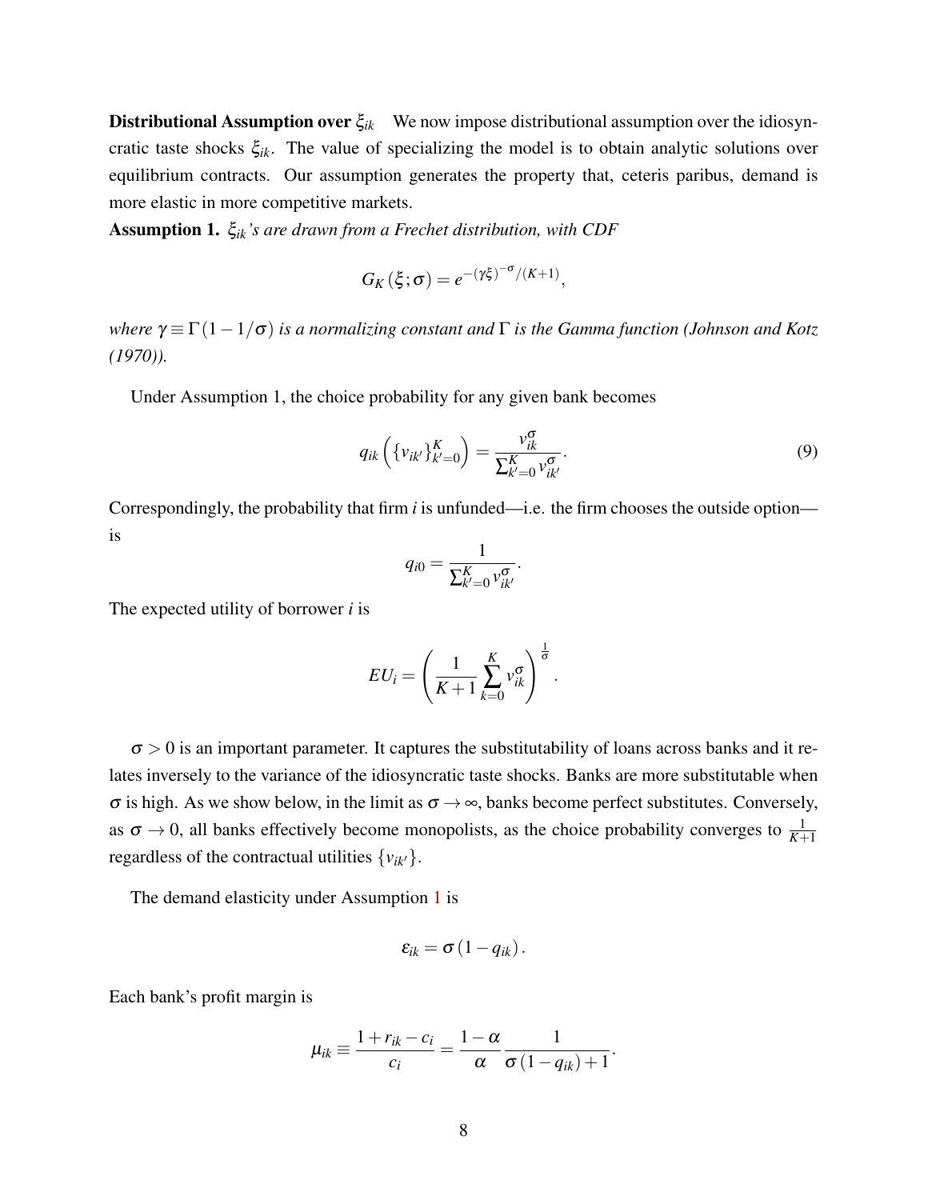**Distributional Assumption over $\xi_{ik}$** We now impose distributional assumption over the idiosyncratic taste shocks $\xi_{ik}$. The value of specializing the model is to obtain analytic solutions over equilibrium contracts. Our assumption generates the property that, ceteris paribus, demand is more elastic in more competitive markets.

**Assumption 1.** *$\xi_{ik}$'s are drawn from a Frechet distribution, with CDF*

$$G_K(\xi;\sigma) = e^{-(\gamma\xi)^{-\sigma}/(K+1)},$$

*where $\gamma \equiv \Gamma(1-1/\sigma)$ is a normalizing constant and $\Gamma$ is the Gamma function (Johnson and Kotz (1970)).*

Under Assumption 1, the choice probability for any given bank becomes

$$q_{ik}\left(\{v_{ik'}\}_{k'=0}^{K}\right) = \frac{v_{ik}^{\sigma}}{\sum_{k'=0}^{K} v_{ik'}^{\sigma}}. \tag{9}$$

Correspondingly, the probability that firm $i$ is unfunded—i.e. the firm chooses the outside option—is

$$q_{i0} = \frac{1}{\sum_{k'=0}^{K} v_{ik'}^{\sigma}}.$$

The expected utility of borrower $i$ is

$$EU_i = \left(\frac{1}{K+1}\sum_{k=0}^{K} v_{ik}^{\sigma}\right)^{\frac{1}{\sigma}}.$$

$\sigma > 0$ is an important parameter. It captures the substitutability of loans across banks and it relates inversely to the variance of the idiosyncratic taste shocks. Banks are more substitutable when $\sigma$ is high. As we show below, in the limit as $\sigma \to \infty$, banks become perfect substitutes. Conversely, as $\sigma \to 0$, all banks effectively become monopolists, as the choice probability converges to $\frac{1}{K+1}$ regardless of the contractual utilities $\{v_{ik'}\}$.

The demand elasticity under Assumption 1 is

$$\varepsilon_{ik} = \sigma\left(1 - q_{ik}\right).$$

Each bank's profit margin is

$$\mu_{ik} \equiv \frac{1 + r_{ik} - c_i}{c_i} = \frac{1-\alpha}{\alpha}\frac{1}{\sigma\left(1-q_{ik}\right)+1}.$$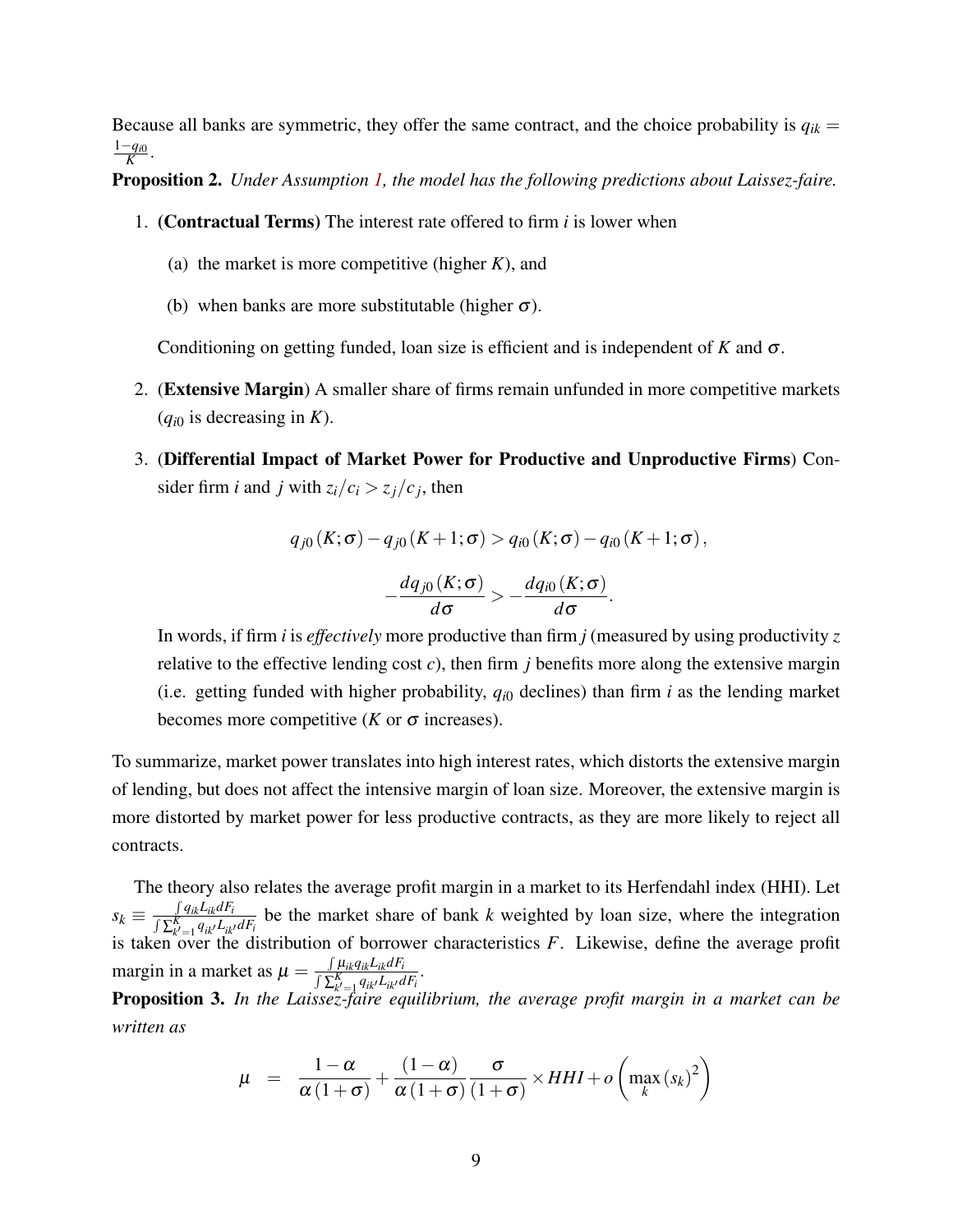Because all banks are symmetric, they offer the same contract, and the choice probability is $q_{ik} = \frac{1-q_{i0}}{K}$.

**Proposition 2.** *Under Assumption 1, the model has the following predictions about Laissez-faire.*

1. **(Contractual Terms)** The interest rate offered to firm $i$ is lower when

   (a) the market is more competitive (higher $K$), and

   (b) when banks are more substitutable (higher $\sigma$).

   Conditioning on getting funded, loan size is efficient and is independent of $K$ and $\sigma$.

2. (**Extensive Margin**) A smaller share of firms remain unfunded in more competitive markets ($q_{i0}$ is decreasing in $K$).

3. (**Differential Impact of Market Power for Productive and Unproductive Firms**) Consider firm $i$ and $j$ with $z_i/c_i > z_j/c_j$, then

$$q_{j0}(K;\sigma) - q_{j0}(K+1;\sigma) > q_{i0}(K;\sigma) - q_{i0}(K+1;\sigma),$$

$$-\frac{dq_{j0}(K;\sigma)}{d\sigma} > -\frac{dq_{i0}(K;\sigma)}{d\sigma}.$$

   In words, if firm $i$ is *effectively* more productive than firm $j$ (measured by using productivity $z$ relative to the effective lending cost $c$), then firm $j$ benefits more along the extensive margin (i.e. getting funded with higher probability, $q_{i0}$ declines) than firm $i$ as the lending market becomes more competitive ($K$ or $\sigma$ increases).

To summarize, market power translates into high interest rates, which distorts the extensive margin of lending, but does not affect the intensive margin of loan size. Moreover, the extensive margin is more distorted by market power for less productive contracts, as they are more likely to reject all contracts.

The theory also relates the average profit margin in a market to its Herfendahl index (HHI). Let $s_k \equiv \frac{\int q_{ik}L_{ik}dF_i}{\int \sum_{k'=1}^{K} q_{ik'}L_{ik'}dF_i}$ be the market share of bank $k$ weighted by loan size, where the integration is taken over the distribution of borrower characteristics $F$. Likewise, define the average profit margin in a market as $\mu = \frac{\int \mu_{ik}q_{ik}L_{ik}dF_i}{\int \sum_{k'=1}^{K} q_{ik'}L_{ik'}dF_i}$.

**Proposition 3.** *In the Laissez-faire equilibrium, the average profit margin in a market can be written as*

$$\mu = \frac{1-\alpha}{\alpha(1+\sigma)} + \frac{(1-\alpha)}{\alpha(1+\sigma)}\frac{\sigma}{(1+\sigma)} \times HHI + o\left(\max_k (s_k)^2\right)$$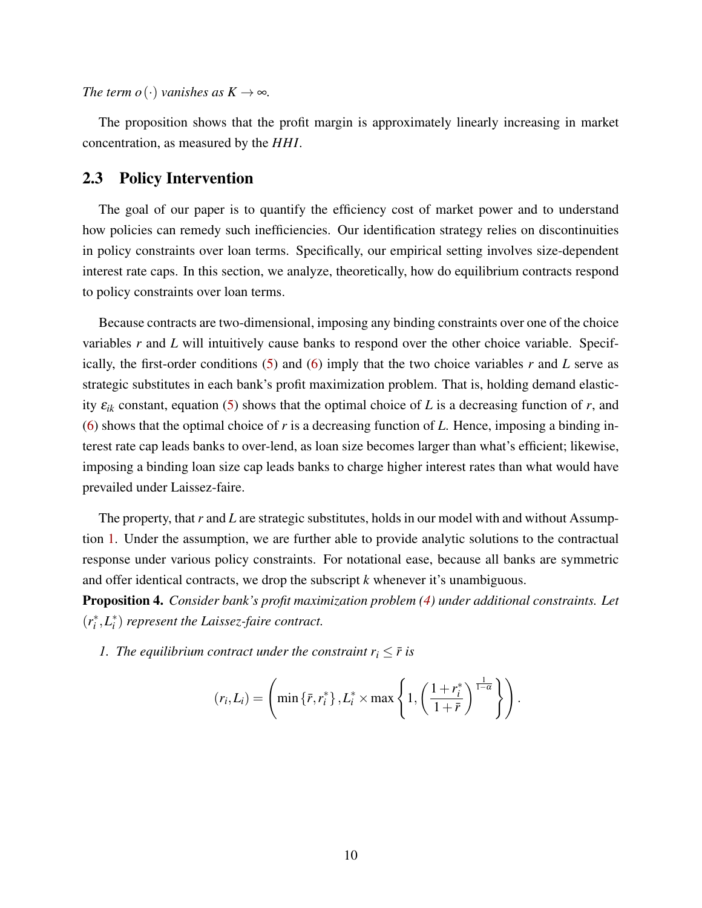*The term $o(\cdot)$ vanishes as $K \to \infty$.*

The proposition shows that the profit margin is approximately linearly increasing in market concentration, as measured by the $HHI$.

## 2.3 Policy Intervention

The goal of our paper is to quantify the efficiency cost of market power and to understand how policies can remedy such inefficiencies. Our identification strategy relies on discontinuities in policy constraints over loan terms. Specifically, our empirical setting involves size-dependent interest rate caps. In this section, we analyze, theoretically, how do equilibrium contracts respond to policy constraints over loan terms.

Because contracts are two-dimensional, imposing any binding constraints over one of the choice variables $r$ and $L$ will intuitively cause banks to respond over the other choice variable. Specifically, the first-order conditions (5) and (6) imply that the two choice variables $r$ and $L$ serve as strategic substitutes in each bank's profit maximization problem. That is, holding demand elasticity $\varepsilon_{ik}$ constant, equation (5) shows that the optimal choice of $L$ is a decreasing function of $r$, and (6) shows that the optimal choice of $r$ is a decreasing function of $L$. Hence, imposing a binding interest rate cap leads banks to over-lend, as loan size becomes larger than what's efficient; likewise, imposing a binding loan size cap leads banks to charge higher interest rates than what would have prevailed under Laissez-faire.

The property, that $r$ and $L$ are strategic substitutes, holds in our model with and without Assumption 1. Under the assumption, we are further able to provide analytic solutions to the contractual response under various policy constraints. For notational ease, because all banks are symmetric and offer identical contracts, we drop the subscript $k$ whenever it's unambiguous.

**Proposition 4.** *Consider bank's profit maximization problem (4) under additional constraints. Let $(r_i^*, L_i^*)$ represent the Laissez-faire contract.*

1. *The equilibrium contract under the constraint $r_i \leq \bar{r}$ is*

$$(r_i, L_i) = \left( \min\{\bar{r}, r_i^*\}, L_i^* \times \max\left\{1, \left(\frac{1+r_i^*}{1+\bar{r}}\right)^{\frac{1}{1-\alpha}}\right\}\right).$$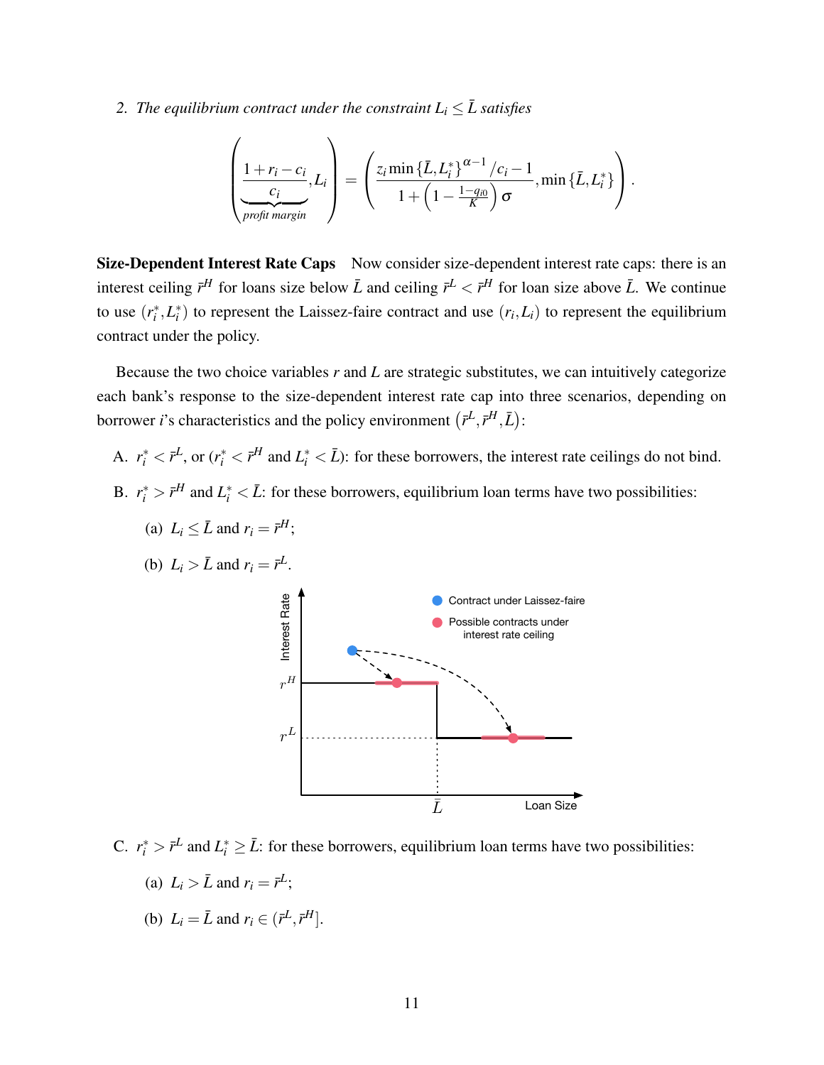2. *The equilibrium contract under the constraint $L_i \leq \bar{L}$ satisfies*

$$\left( \underbrace{\frac{1+r_i-c_i}{c_i}}_{\text{profit margin}}, L_i \right) = \left( \frac{z_i \min\{\bar{L}, L_i^*\}^{\alpha-1}/c_i - 1}{1+\left(1-\frac{1-q_{i0}}{K}\right)\sigma}, \min\{\bar{L}, L_i^*\} \right).$$

**Size-Dependent Interest Rate Caps** Now consider size-dependent interest rate caps: there is an interest ceiling $\bar{r}^H$ for loans size below $\bar{L}$ and ceiling $\bar{r}^L < \bar{r}^H$ for loan size above $\bar{L}$. We continue to use $(r_i^*, L_i^*)$ to represent the Laissez-faire contract and use $(r_i, L_i)$ to represent the equilibrium contract under the policy.

Because the two choice variables $r$ and $L$ are strategic substitutes, we can intuitively categorize each bank's response to the size-dependent interest rate cap into three scenarios, depending on borrower $i$'s characteristics and the policy environment $(\bar{r}^L, \bar{r}^H, \bar{L})$:

A. $r_i^* < \bar{r}^L$, or ($r_i^* < \bar{r}^H$ and $L_i^* < \bar{L}$): for these borrowers, the interest rate ceilings do not bind.

B. $r_i^* > \bar{r}^H$ and $L_i^* < \bar{L}$: for these borrowers, equilibrium loan terms have two possibilities:

   (a) $L_i \leq \bar{L}$ and $r_i = \bar{r}^H$;

   (b) $L_i > \bar{L}$ and $r_i = \bar{r}^L$.

C. $r_i^* > \bar{r}^L$ and $L_i^* \geq \bar{L}$: for these borrowers, equilibrium loan terms have two possibilities:

   (a) $L_i > \bar{L}$ and $r_i = \bar{r}^L$;

   (b) $L_i = \bar{L}$ and $r_i \in (\bar{r}^L, \bar{r}^H]$.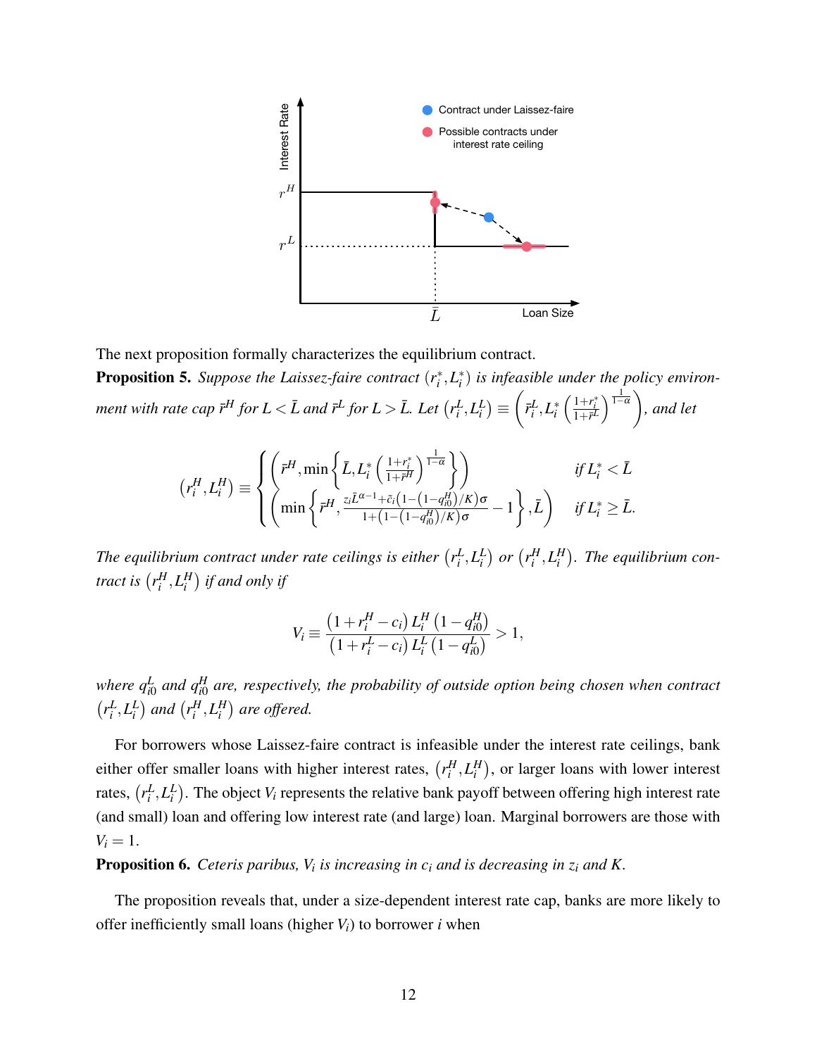The next proposition formally characterizes the equilibrium contract.

**Proposition 5.** *Suppose the Laissez-faire contract $(r_i^*, L_i^*)$ is infeasible under the policy environment with rate cap $\bar{r}^H$ for $L < \bar{L}$ and $\bar{r}^L$ for $L > \bar{L}$. Let $\left(r_i^L, L_i^L\right) \equiv \left(\bar{r}_i^L, L_i^* \left(\frac{1+r_i^*}{1+\bar{r}^L}\right)^{\frac{1}{1-\alpha}}\right)$, and let*

$$
\left(r_i^H, L_i^H\right) \equiv \begin{cases} \left(\bar{r}^H, \min\left\{\bar{L}, L_i^*\left(\frac{1+r_i^*}{1+\bar{r}^H}\right)^{\frac{1}{1-\alpha}}\right\}\right) & \text{if } L_i^* < \bar{L} \\ \left(\min\left\{\bar{r}^H, \frac{z_i \bar{L}^{\alpha-1} + \tilde{c}_i\left(1-\left(1-q_{i0}^H\right)/K\right)\sigma}{1+\left(1-\left(1-q_{i0}^H\right)/K\right)\sigma} - 1\right\}, \bar{L}\right) & \text{if } L_i^* \geq \bar{L}. \end{cases}
$$

*The equilibrium contract under rate ceilings is either $\left(r_i^L, L_i^L\right)$ or $\left(r_i^H, L_i^H\right)$. The equilibrium contract is $\left(r_i^H, L_i^H\right)$ if and only if*

$$
V_i \equiv \frac{\left(1 + r_i^H - c_i\right) L_i^H \left(1 - q_{i0}^H\right)}{\left(1 + r_i^L - c_i\right) L_i^L \left(1 - q_{i0}^L\right)} > 1,
$$

*where $q_{i0}^L$ and $q_{i0}^H$ are, respectively, the probability of outside option being chosen when contract $\left(r_i^L, L_i^L\right)$ and $\left(r_i^H, L_i^H\right)$ are offered.*

For borrowers whose Laissez-faire contract is infeasible under the interest rate ceilings, bank either offer smaller loans with higher interest rates, $\left(r_i^H, L_i^H\right)$, or larger loans with lower interest rates, $\left(r_i^L, L_i^L\right)$. The object $V_i$ represents the relative bank payoff between offering high interest rate (and small) loan and offering low interest rate (and large) loan. Marginal borrowers are those with $V_i = 1$.

**Proposition 6.** *Ceteris paribus, $V_i$ is increasing in $c_i$ and is decreasing in $z_i$ and $K$.*

The proposition reveals that, under a size-dependent interest rate cap, banks are more likely to offer inefficiently small loans (higher $V_i$) to borrower $i$ when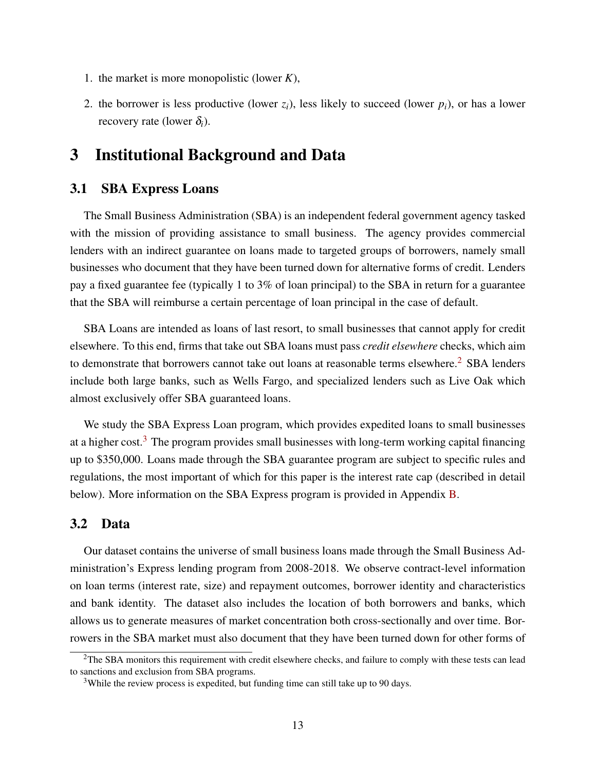1. the market is more monopolistic (lower $K$),
2. the borrower is less productive (lower $z_i$), less likely to succeed (lower $p_i$), or has a lower recovery rate (lower $\delta_i$).

# 3 Institutional Background and Data

## 3.1 SBA Express Loans

The Small Business Administration (SBA) is an independent federal government agency tasked with the mission of providing assistance to small business. The agency provides commercial lenders with an indirect guarantee on loans made to targeted groups of borrowers, namely small businesses who document that they have been turned down for alternative forms of credit. Lenders pay a fixed guarantee fee (typically 1 to 3% of loan principal) to the SBA in return for a guarantee that the SBA will reimburse a certain percentage of loan principal in the case of default.

SBA Loans are intended as loans of last resort, to small businesses that cannot apply for credit elsewhere. To this end, firms that take out SBA loans must pass *credit elsewhere* checks, which aim to demonstrate that borrowers cannot take out loans at reasonable terms elsewhere.[2] SBA lenders include both large banks, such as Wells Fargo, and specialized lenders such as Live Oak which almost exclusively offer SBA guaranteed loans.

We study the SBA Express Loan program, which provides expedited loans to small businesses at a higher cost.[3] The program provides small businesses with long-term working capital financing up to $350,000. Loans made through the SBA guarantee program are subject to specific rules and regulations, the most important of which for this paper is the interest rate cap (described in detail below). More information on the SBA Express program is provided in Appendix B.

## 3.2 Data

Our dataset contains the universe of small business loans made through the Small Business Administration's Express lending program from 2008-2018. We observe contract-level information on loan terms (interest rate, size) and repayment outcomes, borrower identity and characteristics and bank identity. The dataset also includes the location of both borrowers and banks, which allows us to generate measures of market concentration both cross-sectionally and over time. Borrowers in the SBA market must also document that they have been turned down for other forms of

[2] The SBA monitors this requirement with credit elsewhere checks, and failure to comply with these tests can lead to sanctions and exclusion from SBA programs.

[3] While the review process is expedited, but funding time can still take up to 90 days.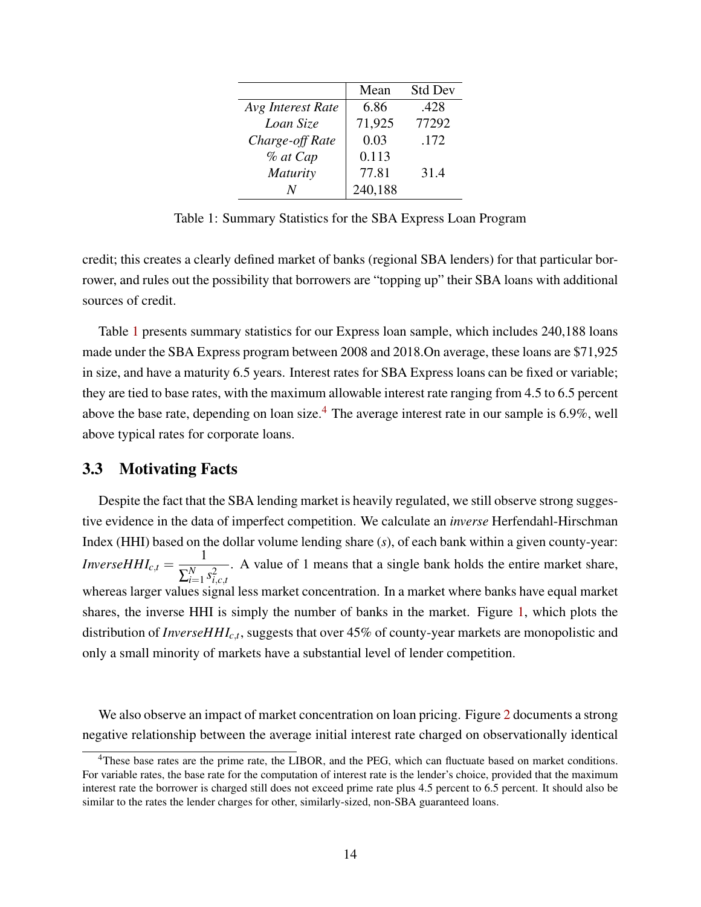| | Mean | Std Dev |
|---|---|---|
| *Avg Interest Rate* | 6.86 | .428 |
| *Loan Size* | 71,925 | 77292 |
| *Charge-off Rate* | 0.03 | .172 |
| *% at Cap* | 0.113 | |
| *Maturity* | 77.81 | 31.4 |
| *N* | 240,188 | |

Table 1: Summary Statistics for the SBA Express Loan Program

credit; this creates a clearly defined market of banks (regional SBA lenders) for that particular borrower, and rules out the possibility that borrowers are "topping up" their SBA loans with additional sources of credit.

Table 1 presents summary statistics for our Express loan sample, which includes 240,188 loans made under the SBA Express program between 2008 and 2018.On average, these loans are $71,925 in size, and have a maturity 6.5 years. Interest rates for SBA Express loans can be fixed or variable; they are tied to base rates, with the maximum allowable interest rate ranging from 4.5 to 6.5 percent above the base rate, depending on loan size.[4] The average interest rate in our sample is 6.9%, well above typical rates for corporate loans.

## 3.3 Motivating Facts

Despite the fact that the SBA lending market is heavily regulated, we still observe strong suggestive evidence in the data of imperfect competition. We calculate an *inverse* Herfendahl-Hirschman Index (HHI) based on the dollar volume lending share ($s$), of each bank within a given county-year: $InverseHHI_{c,t} = \frac{1}{\sum_{i=1}^{N} s_{i,c,t}^2}$. A value of 1 means that a single bank holds the entire market share, whereas larger values signal less market concentration. In a market where banks have equal market shares, the inverse HHI is simply the number of banks in the market. Figure 1, which plots the distribution of $InverseHHI_{c,t}$, suggests that over 45% of county-year markets are monopolistic and only a small minority of markets have a substantial level of lender competition.

We also observe an impact of market concentration on loan pricing. Figure 2 documents a strong negative relationship between the average initial interest rate charged on observationally identical

[4] These base rates are the prime rate, the LIBOR, and the PEG, which can fluctuate based on market conditions. For variable rates, the base rate for the computation of interest rate is the lender's choice, provided that the maximum interest rate the borrower is charged still does not exceed prime rate plus 4.5 percent to 6.5 percent. It should also be similar to the rates the lender charges for other, similarly-sized, non-SBA guaranteed loans.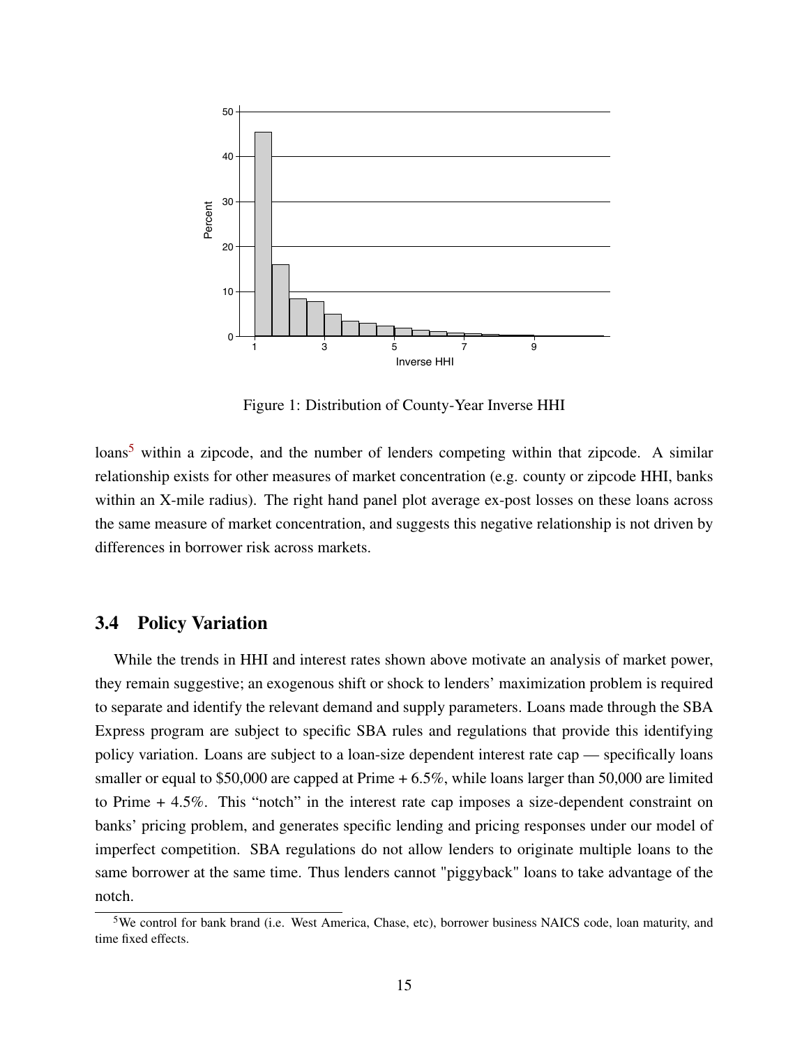Figure 1: Distribution of County-Year Inverse HHI

loans[5] within a zipcode, and the number of lenders competing within that zipcode. A similar relationship exists for other measures of market concentration (e.g. county or zipcode HHI, banks within an X-mile radius). The right hand panel plot average ex-post losses on these loans across the same measure of market concentration, and suggests this negative relationship is not driven by differences in borrower risk across markets.

## 3.4 Policy Variation

While the trends in HHI and interest rates shown above motivate an analysis of market power, they remain suggestive; an exogenous shift or shock to lenders' maximization problem is required to separate and identify the relevant demand and supply parameters. Loans made through the SBA Express program are subject to specific SBA rules and regulations that provide this identifying policy variation. Loans are subject to a loan-size dependent interest rate cap — specifically loans smaller or equal to $50,000 are capped at Prime + 6.5%, while loans larger than 50,000 are limited to Prime + 4.5%. This "notch" in the interest rate cap imposes a size-dependent constraint on banks' pricing problem, and generates specific lending and pricing responses under our model of imperfect competition. SBA regulations do not allow lenders to originate multiple loans to the same borrower at the same time. Thus lenders cannot "piggyback" loans to take advantage of the notch.

[5] We control for bank brand (i.e. West America, Chase, etc), borrower business NAICS code, loan maturity, and time fixed effects.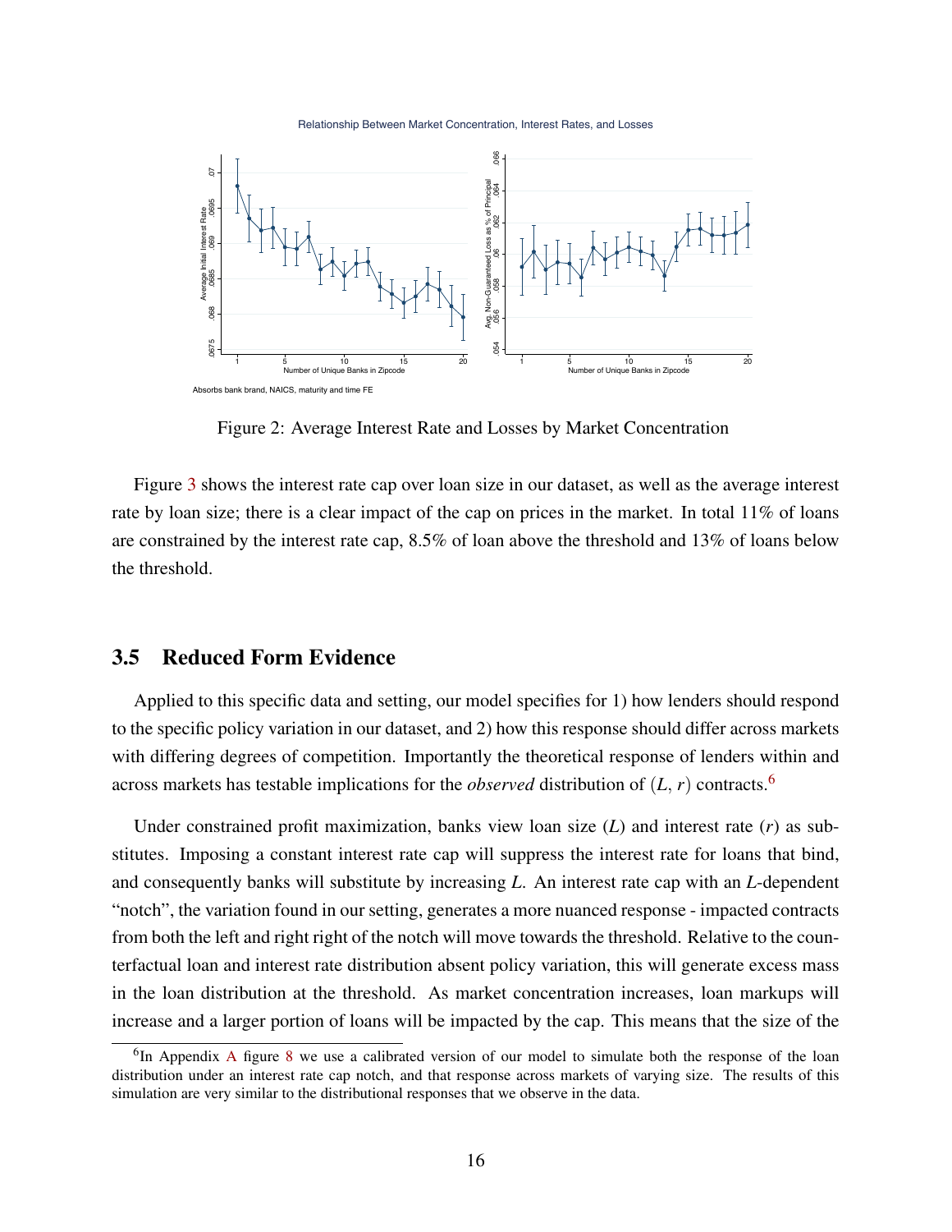Relationship Between Market Concentration, Interest Rates, and Losses

Absorbs bank brand, NAICS, maturity and time FE

Figure 2: Average Interest Rate and Losses by Market Concentration

Figure 3 shows the interest rate cap over loan size in our dataset, as well as the average interest rate by loan size; there is a clear impact of the cap on prices in the market. In total 11% of loans are constrained by the interest rate cap, 8.5% of loan above the threshold and 13% of loans below the threshold.

## 3.5 Reduced Form Evidence

Applied to this specific data and setting, our model specifies for 1) how lenders should respond to the specific policy variation in our dataset, and 2) how this response should differ across markets with differing degrees of competition. Importantly the theoretical response of lenders within and across markets has testable implications for the *observed* distribution of $(L, r)$ contracts.[6]

Under constrained profit maximization, banks view loan size ($L$) and interest rate ($r$) as substitutes. Imposing a constant interest rate cap will suppress the interest rate for loans that bind, and consequently banks will substitute by increasing $L$. An interest rate cap with an $L$-dependent "notch", the variation found in our setting, generates a more nuanced response - impacted contracts from both the left and right right of the notch will move towards the threshold. Relative to the counterfactual loan and interest rate distribution absent policy variation, this will generate excess mass in the loan distribution at the threshold. As market concentration increases, loan markups will increase and a larger portion of loans will be impacted by the cap. This means that the size of the

[6] In Appendix A figure 8 we use a calibrated version of our model to simulate both the response of the loan distribution under an interest rate cap notch, and that response across markets of varying size. The results of this simulation are very similar to the distributional responses that we observe in the data.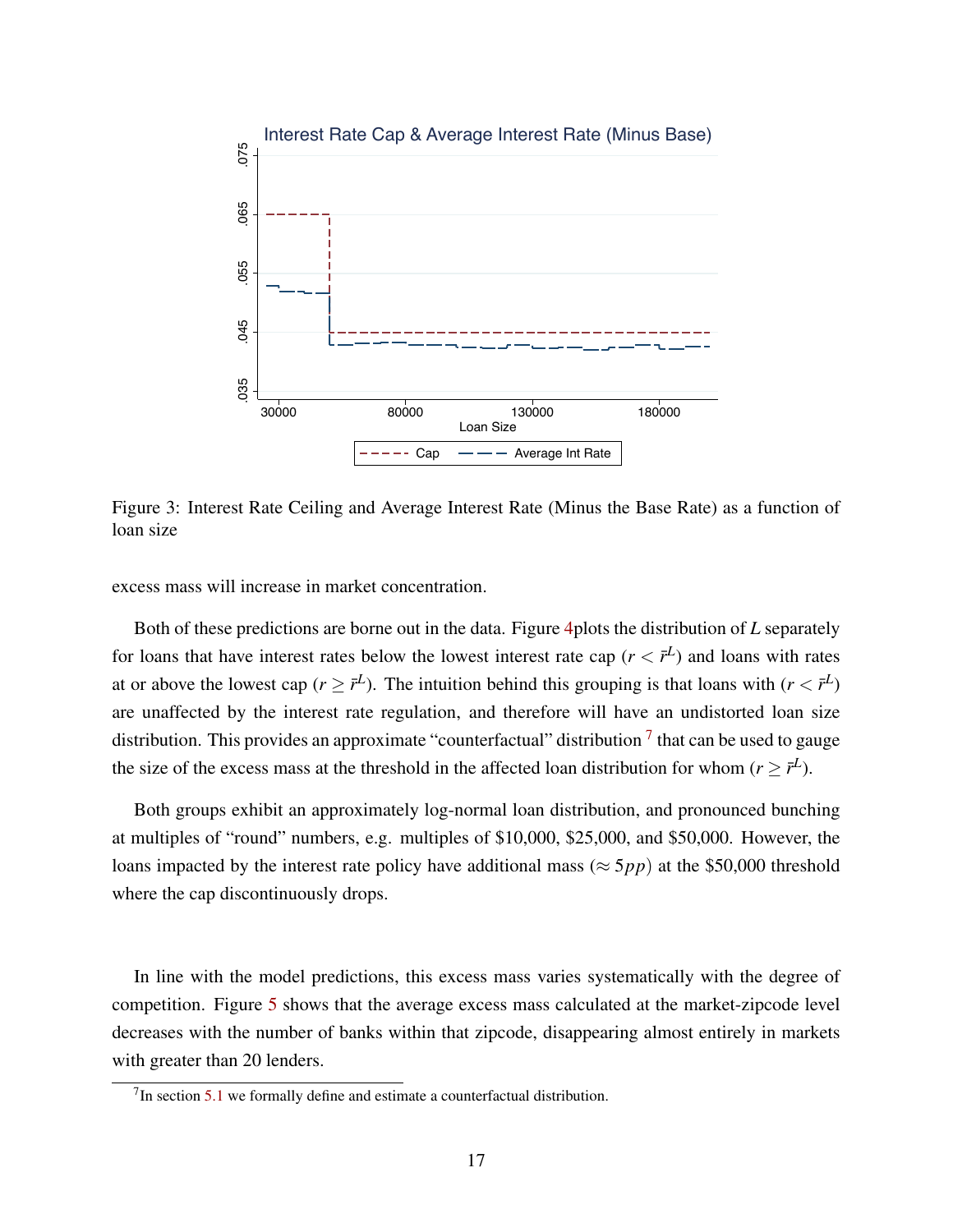Figure 3: Interest Rate Ceiling and Average Interest Rate (Minus the Base Rate) as a function of loan size

excess mass will increase in market concentration.

Both of these predictions are borne out in the data. Figure 4plots the distribution of $L$ separately for loans that have interest rates below the lowest interest rate cap ($r < \bar{r}^L$) and loans with rates at or above the lowest cap ($r \geq \bar{r}^L$). The intuition behind this grouping is that loans with ($r < \bar{r}^L$) are unaffected by the interest rate regulation, and therefore will have an undistorted loan size distribution. This provides an approximate "counterfactual" distribution [7] that can be used to gauge the size of the excess mass at the threshold in the affected loan distribution for whom ($r \geq \bar{r}^L$).

Both groups exhibit an approximately log-normal loan distribution, and pronounced bunching at multiples of "round" numbers, e.g. multiples of \$10,000, \$25,000, and \$50,000. However, the loans impacted by the interest rate policy have additional mass ($\approx 5pp$) at the \$50,000 threshold where the cap discontinuously drops.

In line with the model predictions, this excess mass varies systematically with the degree of competition. Figure 5 shows that the average excess mass calculated at the market-zipcode level decreases with the number of banks within that zipcode, disappearing almost entirely in markets with greater than 20 lenders.

[7] In section 5.1 we formally define and estimate a counterfactual distribution.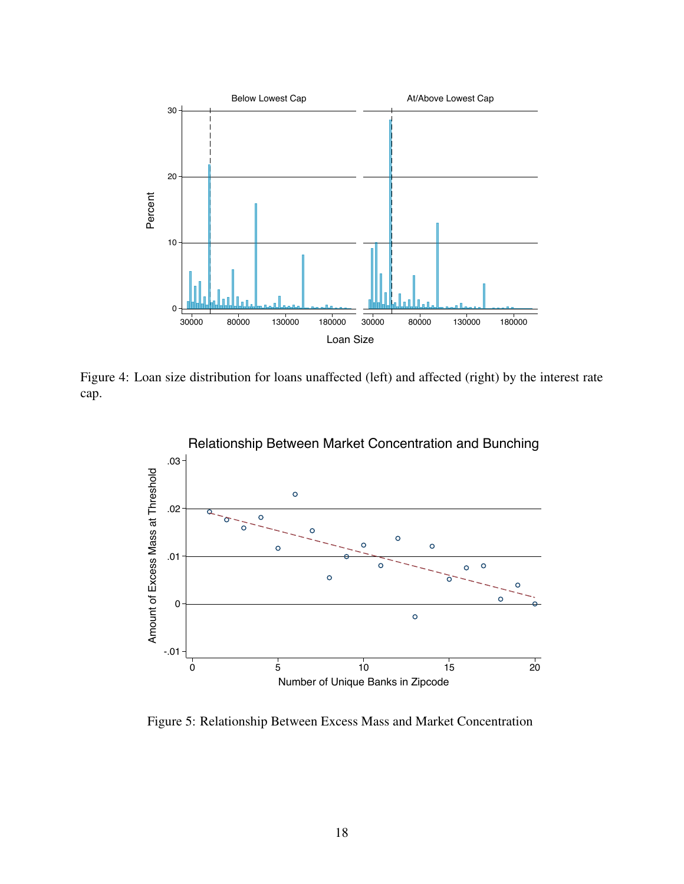Figure 4: Loan size distribution for loans unaffected (left) and affected (right) by the interest rate cap.

Figure 5: Relationship Between Excess Mass and Market Concentration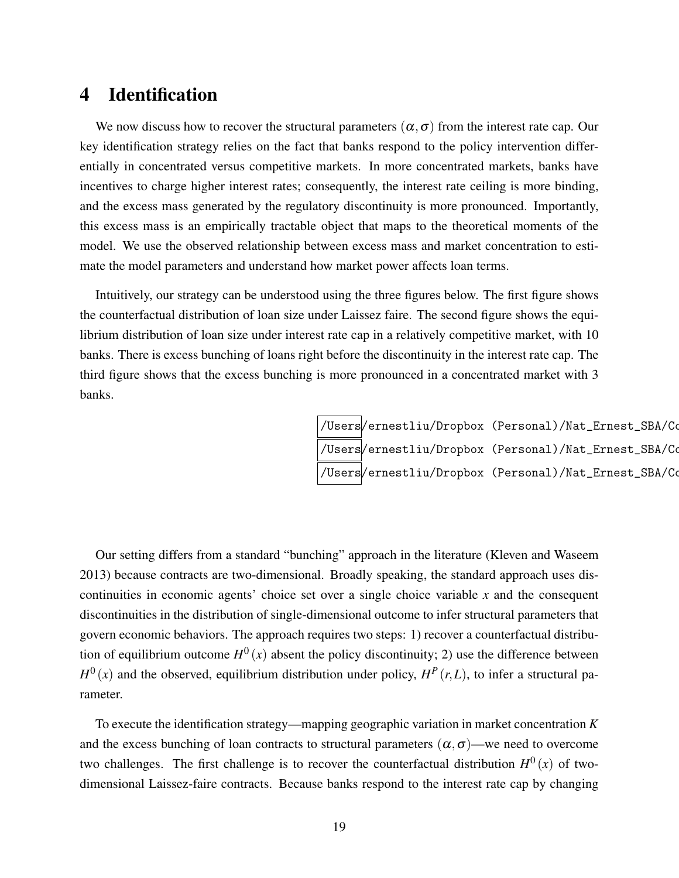# 4 Identification

We now discuss how to recover the structural parameters $(\alpha, \sigma)$ from the interest rate cap. Our key identification strategy relies on the fact that banks respond to the policy intervention differentially in concentrated versus competitive markets. In more concentrated markets, banks have incentives to charge higher interest rates; consequently, the interest rate ceiling is more binding, and the excess mass generated by the regulatory discontinuity is more pronounced. Importantly, this excess mass is an empirically tractable object that maps to the theoretical moments of the model. We use the observed relationship between excess mass and market concentration to estimate the model parameters and understand how market power affects loan terms.

Intuitively, our strategy can be understood using the three figures below. The first figure shows the counterfactual distribution of loan size under Laissez faire. The second figure shows the equilibrium distribution of loan size under interest rate cap in a relatively competitive market, with 10 banks. There is excess bunching of loans right before the discontinuity in the interest rate cap. The third figure shows that the excess bunching is more pronounced in a concentrated market with 3 banks.

/Users/ernestliu/Dropbox (Personal)/Nat_Ernest_SBA/Co

/Users/ernestliu/Dropbox (Personal)/Nat_Ernest_SBA/Co

/Users/ernestliu/Dropbox (Personal)/Nat_Ernest_SBA/Co

Our setting differs from a standard "bunching" approach in the literature (Kleven and Waseem 2013) because contracts are two-dimensional. Broadly speaking, the standard approach uses discontinuities in economic agents' choice set over a single choice variable $x$ and the consequent discontinuities in the distribution of single-dimensional outcome to infer structural parameters that govern economic behaviors. The approach requires two steps: 1) recover a counterfactual distribution of equilibrium outcome $H^0(x)$ absent the policy discontinuity; 2) use the difference between $H^0(x)$ and the observed, equilibrium distribution under policy, $H^P(r, L)$, to infer a structural parameter.

To execute the identification strategy—mapping geographic variation in market concentration $K$ and the excess bunching of loan contracts to structural parameters $(\alpha, \sigma)$—we need to overcome two challenges. The first challenge is to recover the counterfactual distribution $H^0(x)$ of two-dimensional Laissez-faire contracts. Because banks respond to the interest rate cap by changing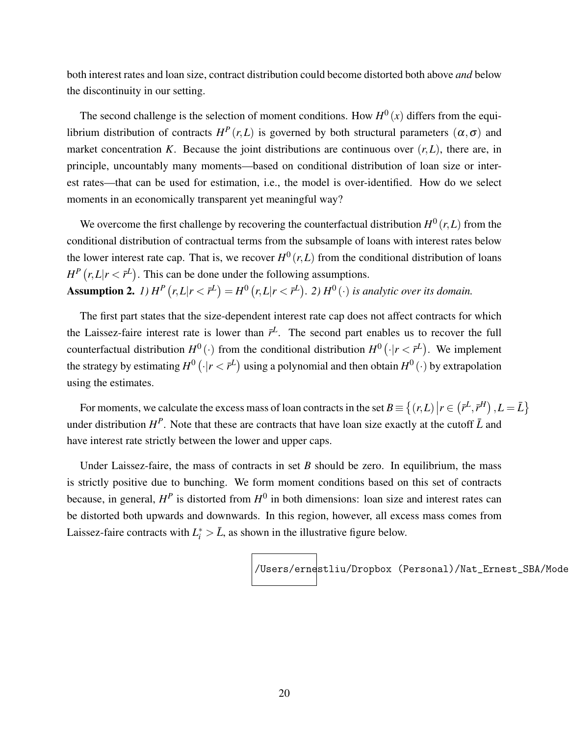both interest rates and loan size, contract distribution could become distorted both above *and* below the discontinuity in our setting.

The second challenge is the selection of moment conditions. How $H^0(x)$ differs from the equilibrium distribution of contracts $H^P(r,L)$ is governed by both structural parameters $(\alpha,\sigma)$ and market concentration $K$. Because the joint distributions are continuous over $(r,L)$, there are, in principle, uncountably many moments—based on conditional distribution of loan size or interest rates—that can be used for estimation, i.e., the model is over-identified. How do we select moments in an economically transparent yet meaningful way?

We overcome the first challenge by recovering the counterfactual distribution $H^0(r,L)$ from the conditional distribution of contractual terms from the subsample of loans with interest rates below the lower interest rate cap. That is, we recover $H^0(r,L)$ from the conditional distribution of loans $H^P(r,L|r<\bar{r}^L)$. This can be done under the following assumptions.

**Assumption 2.** *1)* $H^P(r,L|r<\bar{r}^L)=H^0(r,L|r<\bar{r}^L)$. *2)* $H^0(\cdot)$ *is analytic over its domain.*

The first part states that the size-dependent interest rate cap does not affect contracts for which the Laissez-faire interest rate is lower than $\bar{r}^L$. The second part enables us to recover the full counterfactual distribution $H^0(\cdot)$ from the conditional distribution $H^0(\cdot|r<\bar{r}^L)$. We implement the strategy by estimating $H^0(\cdot|r<\bar{r}^L)$ using a polynomial and then obtain $H^0(\cdot)$ by extrapolation using the estimates.

For moments, we calculate the excess mass of loan contracts in the set $B\equiv\{(r,L)\,|\,r\in(\bar{r}^L,\bar{r}^H),L=\bar{L}\}$ under distribution $H^P$. Note that these are contracts that have loan size exactly at the cutoff $\bar{L}$ and have interest rate strictly between the lower and upper caps.

Under Laissez-faire, the mass of contracts in set $B$ should be zero. In equilibrium, the mass is strictly positive due to bunching. We form moment conditions based on this set of contracts because, in general, $H^P$ is distorted from $H^0$ in both dimensions: loan size and interest rates can be distorted both upwards and downwards. In this region, however, all excess mass comes from Laissez-faire contracts with $L_i^*>\bar{L}$, as shown in the illustrative figure below.

/Users/ernestliu/Dropbox (Personal)/Nat_Ernest_SBA/Mode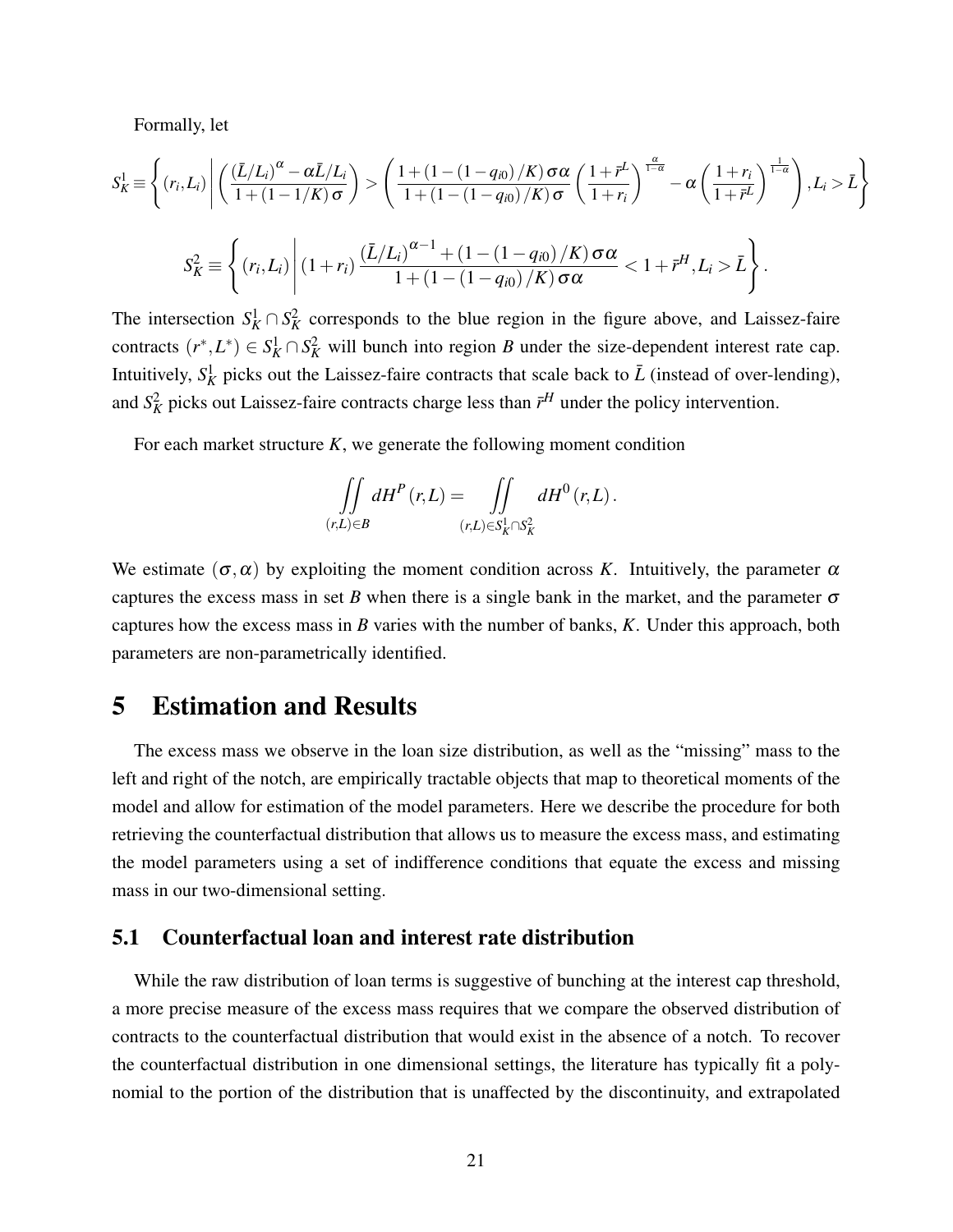Formally, let

$$S_K^1 \equiv \left\{ (r_i, L_i) \left| \left( \frac{(\bar{L}/L_i)^{\alpha} - \alpha \bar{L}/L_i}{1 + (1 - 1/K)\sigma} \right) > \left( \frac{1 + (1 - (1 - q_{i0})/K)\sigma\alpha}{1 + (1 - (1 - q_{i0})/K)\sigma} \left( \frac{1 + \bar{r}^L}{1 + r_i} \right)^{\frac{\alpha}{1-\alpha}} - \alpha \left( \frac{1 + r_i}{1 + \bar{r}^L} \right)^{\frac{1}{1-\alpha}} \right), L_i > \bar{L} \right. \right\}$$

$$S_K^2 \equiv \left\{ (r_i, L_i) \left| (1 + r_i) \frac{(\bar{L}/L_i)^{\alpha - 1} + (1 - (1 - q_{i0})/K)\sigma\alpha}{1 + (1 - (1 - q_{i0})/K)\sigma\alpha} < 1 + \bar{r}^H, L_i > \bar{L} \right. \right\}.$$

The intersection $S_K^1 \cap S_K^2$ corresponds to the blue region in the figure above, and Laissez-faire contracts $(r^*, L^*) \in S_K^1 \cap S_K^2$ will bunch into region $B$ under the size-dependent interest rate cap. Intuitively, $S_K^1$ picks out the Laissez-faire contracts that scale back to $\bar{L}$ (instead of over-lending), and $S_K^2$ picks out Laissez-faire contracts charge less than $\bar{r}^H$ under the policy intervention.

For each market structure $K$, we generate the following moment condition

$$\iint_{(r,L) \in B} dH^P(r, L) = \iint_{(r,L) \in S_K^1 \cap S_K^2} dH^0(r, L).$$

We estimate $(\sigma, \alpha)$ by exploiting the moment condition across $K$. Intuitively, the parameter $\alpha$ captures the excess mass in set $B$ when there is a single bank in the market, and the parameter $\sigma$ captures how the excess mass in $B$ varies with the number of banks, $K$. Under this approach, both parameters are non-parametrically identified.

# 5 Estimation and Results

The excess mass we observe in the loan size distribution, as well as the "missing" mass to the left and right of the notch, are empirically tractable objects that map to theoretical moments of the model and allow for estimation of the model parameters. Here we describe the procedure for both retrieving the counterfactual distribution that allows us to measure the excess mass, and estimating the model parameters using a set of indifference conditions that equate the excess and missing mass in our two-dimensional setting.

## 5.1 Counterfactual loan and interest rate distribution

While the raw distribution of loan terms is suggestive of bunching at the interest cap threshold, a more precise measure of the excess mass requires that we compare the observed distribution of contracts to the counterfactual distribution that would exist in the absence of a notch. To recover the counterfactual distribution in one dimensional settings, the literature has typically fit a polynomial to the portion of the distribution that is unaffected by the discontinuity, and extrapolated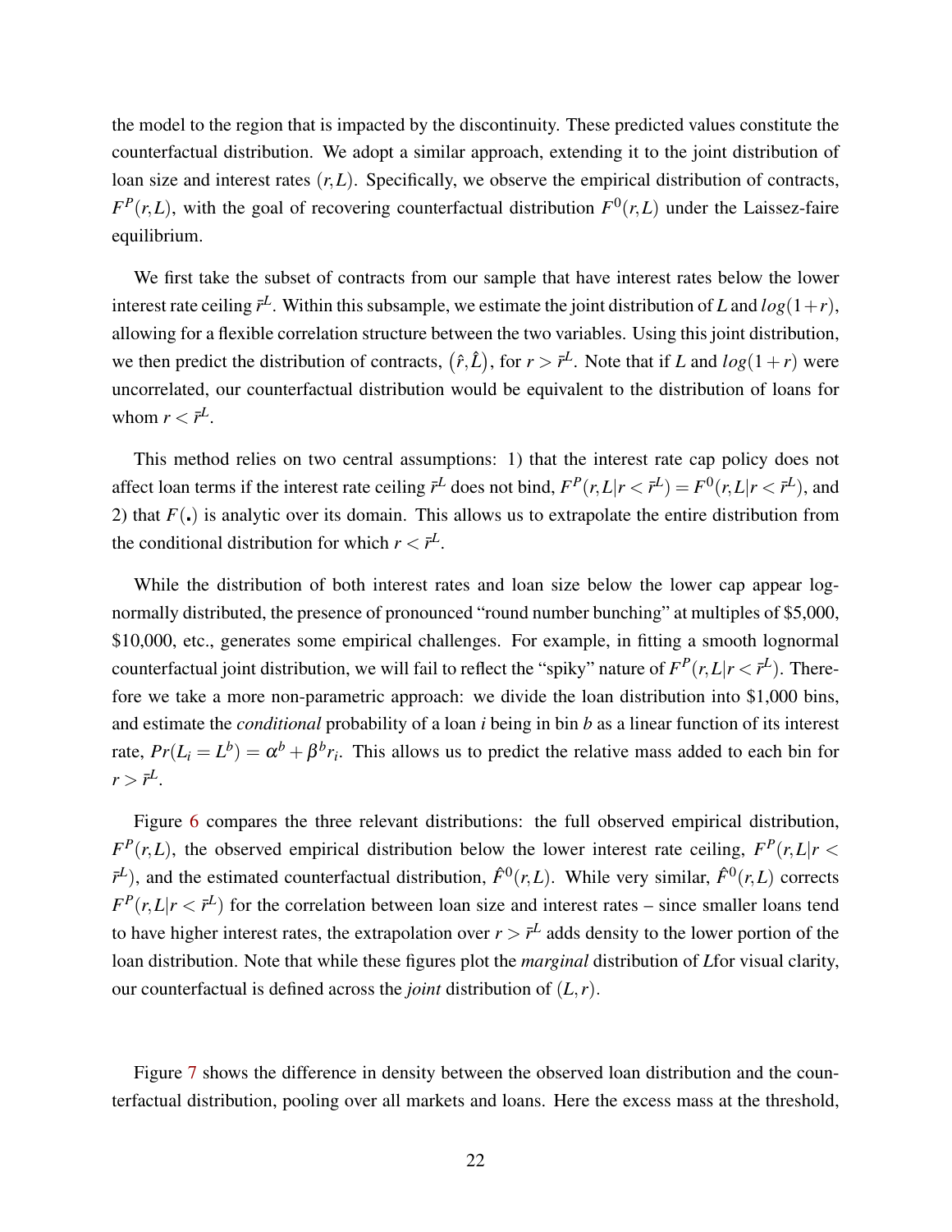the model to the region that is impacted by the discontinuity. These predicted values constitute the counterfactual distribution. We adopt a similar approach, extending it to the joint distribution of loan size and interest rates $(r, L)$. Specifically, we observe the empirical distribution of contracts, $F^P(r, L)$, with the goal of recovering counterfactual distribution $F^0(r, L)$ under the Laissez-faire equilibrium.

We first take the subset of contracts from our sample that have interest rates below the lower interest rate ceiling $\bar{r}^L$. Within this subsample, we estimate the joint distribution of $L$ and $log(1+r)$, allowing for a flexible correlation structure between the two variables. Using this joint distribution, we then predict the distribution of contracts, $(\hat{r}, \hat{L})$, for $r > \bar{r}^L$. Note that if $L$ and $log(1+r)$ were uncorrelated, our counterfactual distribution would be equivalent to the distribution of loans for whom $r < \bar{r}^L$.

This method relies on two central assumptions: 1) that the interest rate cap policy does not affect loan terms if the interest rate ceiling $\bar{r}^L$ does not bind, $F^P(r, L | r < \bar{r}^L) = F^0(r, L | r < \bar{r}^L)$, and 2) that $F(.)$ is analytic over its domain. This allows us to extrapolate the entire distribution from the conditional distribution for which $r < \bar{r}^L$.

While the distribution of both interest rates and loan size below the lower cap appear log-normally distributed, the presence of pronounced "round number bunching" at multiples of \$5,000, \$10,000, etc., generates some empirical challenges. For example, in fitting a smooth lognormal counterfactual joint distribution, we will fail to reflect the "spiky" nature of $F^P(r, L | r < \bar{r}^L)$. Therefore we take a more non-parametric approach: we divide the loan distribution into \$1,000 bins, and estimate the *conditional* probability of a loan $i$ being in bin $b$ as a linear function of its interest rate, $Pr(L_i = L^b) = \alpha^b + \beta^b r_i$. This allows us to predict the relative mass added to each bin for $r > \bar{r}^L$.

Figure 6 compares the three relevant distributions: the full observed empirical distribution, $F^P(r, L)$, the observed empirical distribution below the lower interest rate ceiling, $F^P(r, L | r < \bar{r}^L)$, and the estimated counterfactual distribution, $\hat{F}^0(r, L)$. While very similar, $\hat{F}^0(r, L)$ corrects $F^P(r, L | r < \bar{r}^L)$ for the correlation between loan size and interest rates – since smaller loans tend to have higher interest rates, the extrapolation over $r > \bar{r}^L$ adds density to the lower portion of the loan distribution. Note that while these figures plot the *marginal* distribution of $L$for visual clarity, our counterfactual is defined across the *joint* distribution of $(L, r)$.

Figure 7 shows the difference in density between the observed loan distribution and the counterfactual distribution, pooling over all markets and loans. Here the excess mass at the threshold,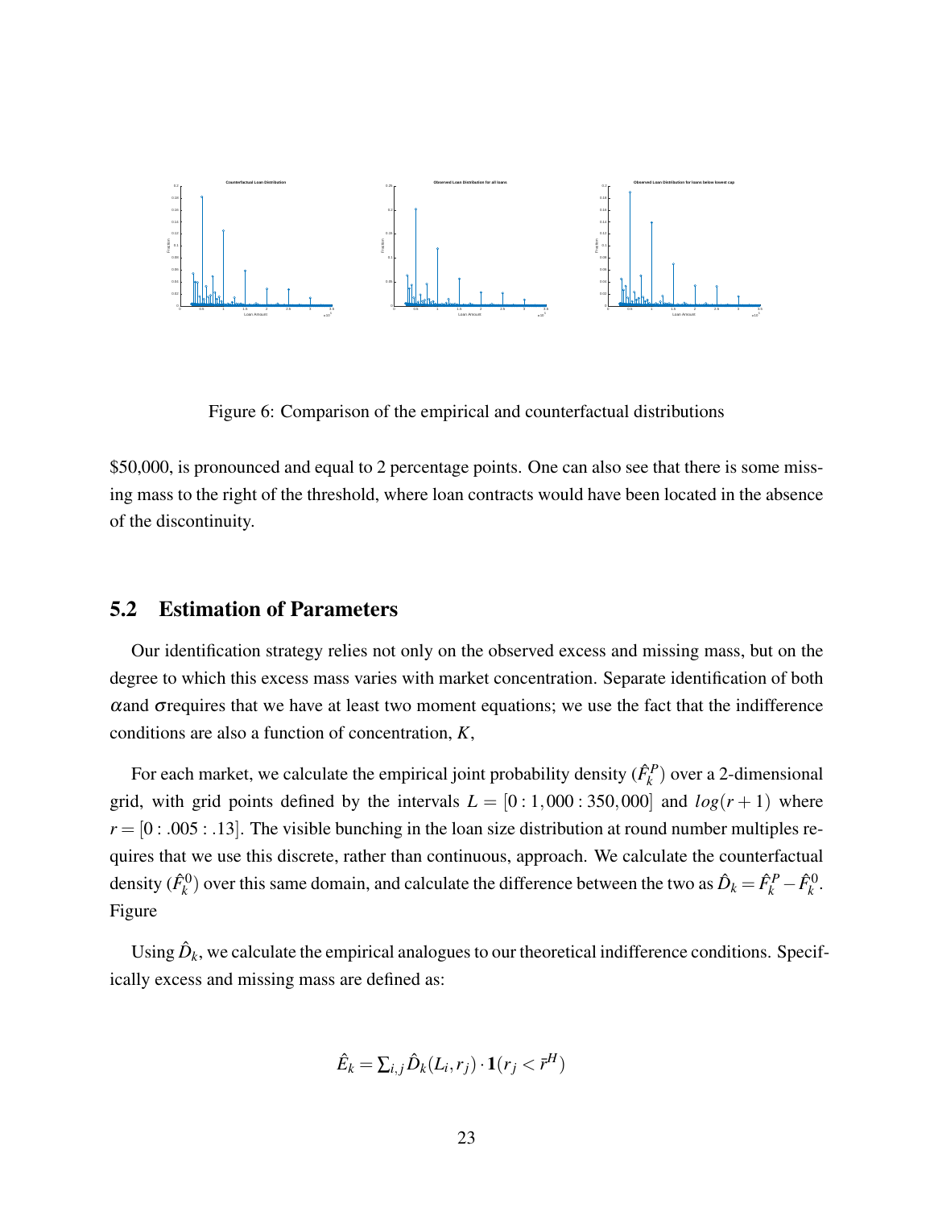Figure 6: Comparison of the empirical and counterfactual distributions

\$50,000, is pronounced and equal to 2 percentage points. One can also see that there is some missing mass to the right of the threshold, where loan contracts would have been located in the absence of the discontinuity.

## 5.2 Estimation of Parameters

Our identification strategy relies not only on the observed excess and missing mass, but on the degree to which this excess mass varies with market concentration. Separate identification of both $\alpha$and $\sigma$requires that we have at least two moment equations; we use the fact that the indifference conditions are also a function of concentration, $K$,

For each market, we calculate the empirical joint probability density ($\hat{F}_k^P$) over a 2-dimensional grid, with grid points defined by the intervals $L = [0 : 1,000 : 350,000]$ and $log(r+1)$ where $r = [0 : .005 : .13]$. The visible bunching in the loan size distribution at round number multiples requires that we use this discrete, rather than continuous, approach. We calculate the counterfactual density ($\hat{F}_k^0$) over this same domain, and calculate the difference between the two as $\hat{D}_k = \hat{F}_k^P - \hat{F}_k^0$. Figure

Using $\hat{D}_k$, we calculate the empirical analogues to our theoretical indifference conditions. Specifically excess and missing mass are defined as:

$$\hat{E}_k = \sum_{i,j} \hat{D}_k(L_i, r_j) \cdot \mathbf{1}(r_j < \bar{r}^H)$$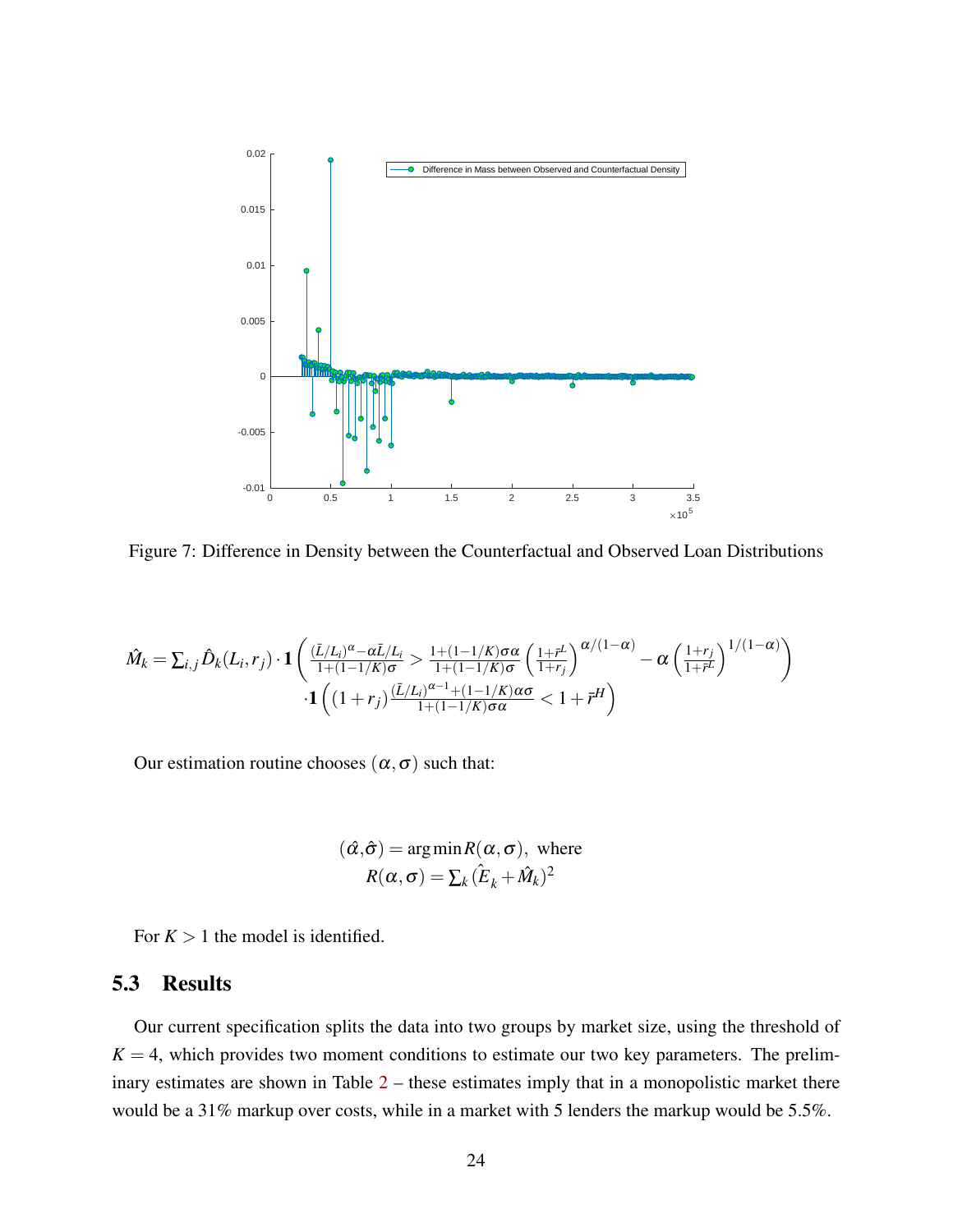Figure 7: Difference in Density between the Counterfactual and Observed Loan Distributions

$$\hat{M}_k = \sum_{i,j} \hat{D}_k(L_i, r_j) \cdot \mathbf{1}\left( \frac{(\bar{L}/L_i)^{\alpha} - \alpha \bar{L}/L_i}{1+(1-1/K)\sigma} > \frac{1+(1-1/K)\sigma\alpha}{1+(1-1/K)\sigma} \left(\frac{1+\bar{r}^L}{1+r_j}\right)^{\alpha/(1-\alpha)} - \alpha \left(\frac{1+r_j}{1+\bar{r}^L}\right)^{1/(1-\alpha)} \right)$$
$$\cdot \mathbf{1}\left( (1+r_j) \frac{(\bar{L}/L_i)^{\alpha-1} + (1-1/K)\alpha\sigma}{1+(1-1/K)\sigma\alpha} < 1 + \bar{r}^H \right)$$

Our estimation routine chooses $(\alpha, \sigma)$ such that:

$$(\hat{\alpha}, \hat{\sigma}) = \arg\min R(\alpha, \sigma), \text{ where}$$
$$R(\alpha, \sigma) = \sum_k (\hat{E}_k + \hat{M}_k)^2$$

For $K > 1$ the model is identified.

## 5.3 Results

Our current specification splits the data into two groups by market size, using the threshold of $K = 4$, which provides two moment conditions to estimate our two key parameters. The preliminary estimates are shown in Table 2 – these estimates imply that in a monopolistic market there would be a 31% markup over costs, while in a market with 5 lenders the markup would be 5.5%.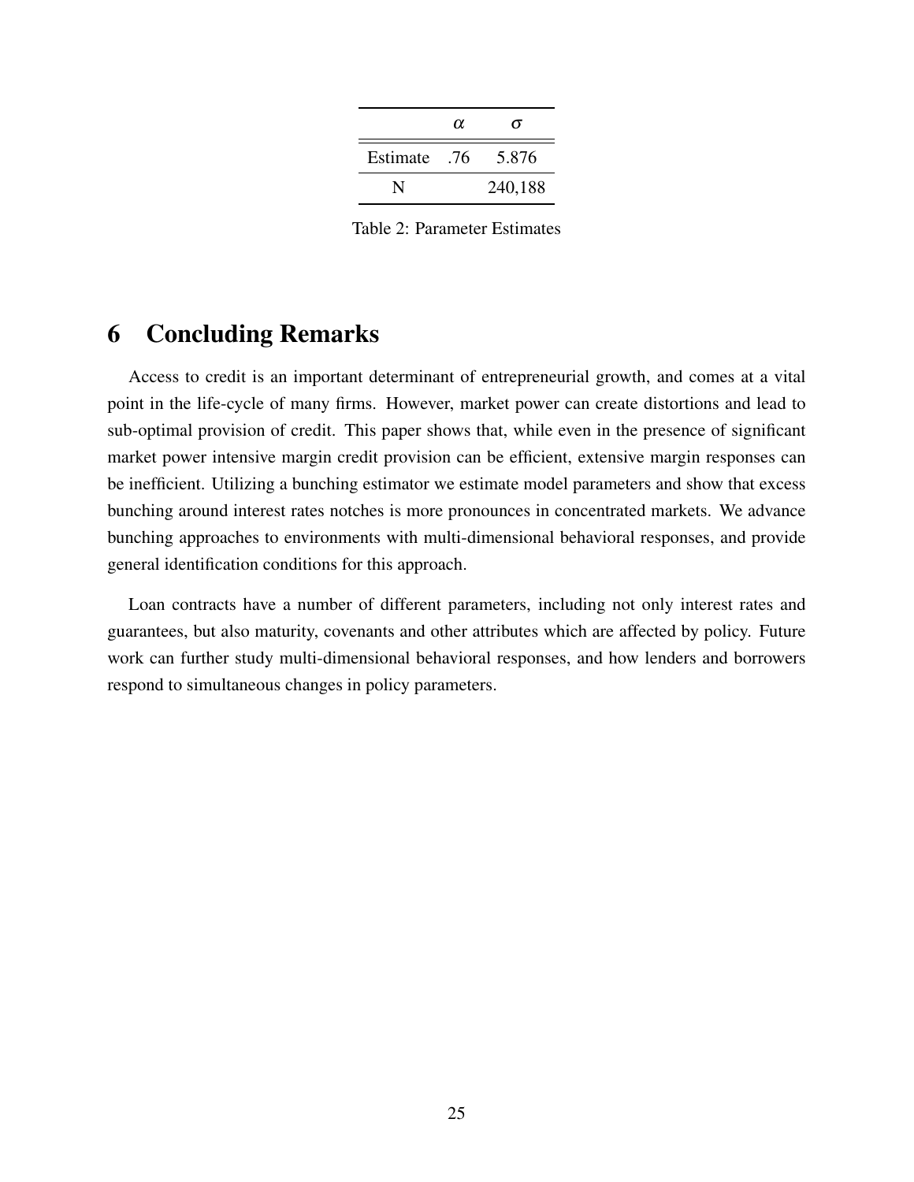| | $\alpha$ | $\sigma$ |
|---|---|---|
| Estimate | .76 | 5.876 |
| N | | 240,188 |

Table 2: Parameter Estimates

# 6 Concluding Remarks

Access to credit is an important determinant of entrepreneurial growth, and comes at a vital point in the life-cycle of many firms. However, market power can create distortions and lead to sub-optimal provision of credit. This paper shows that, while even in the presence of significant market power intensive margin credit provision can be efficient, extensive margin responses can be inefficient. Utilizing a bunching estimator we estimate model parameters and show that excess bunching around interest rates notches is more pronounces in concentrated markets. We advance bunching approaches to environments with multi-dimensional behavioral responses, and provide general identification conditions for this approach.

Loan contracts have a number of different parameters, including not only interest rates and guarantees, but also maturity, covenants and other attributes which are affected by policy. Future work can further study multi-dimensional behavioral responses, and how lenders and borrowers respond to simultaneous changes in policy parameters.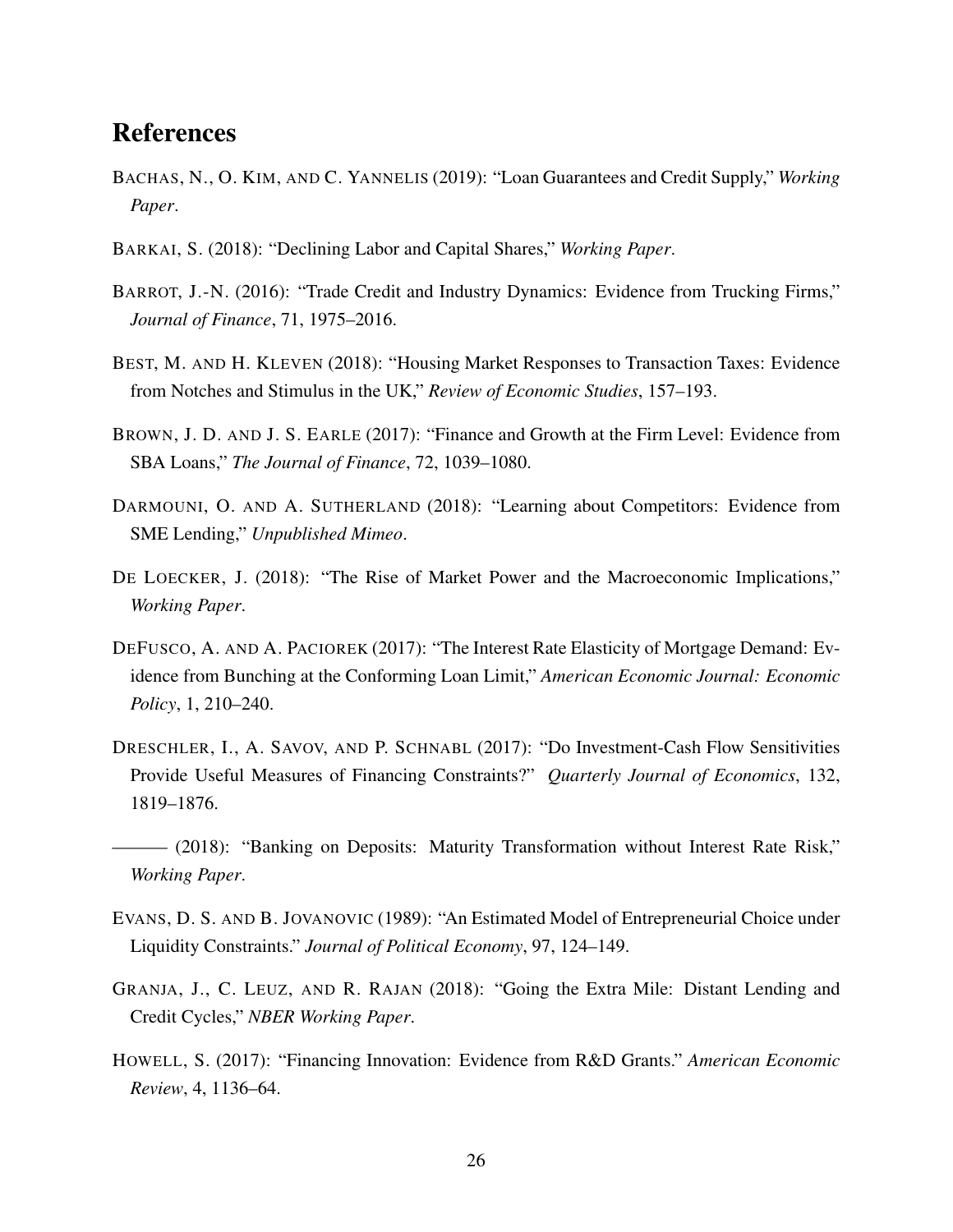# References

BACHAS, N., O. KIM, AND C. YANNELIS (2019): "Loan Guarantees and Credit Supply," *Working Paper*.

BARKAI, S. (2018): "Declining Labor and Capital Shares," *Working Paper*.

BARROT, J.-N. (2016): "Trade Credit and Industry Dynamics: Evidence from Trucking Firms," *Journal of Finance*, 71, 1975–2016.

BEST, M. AND H. KLEVEN (2018): "Housing Market Responses to Transaction Taxes: Evidence from Notches and Stimulus in the UK," *Review of Economic Studies*, 157–193.

BROWN, J. D. AND J. S. EARLE (2017): "Finance and Growth at the Firm Level: Evidence from SBA Loans," *The Journal of Finance*, 72, 1039–1080.

DARMOUNI, O. AND A. SUTHERLAND (2018): "Learning about Competitors: Evidence from SME Lending," *Unpublished Mimeo*.

DE LOECKER, J. (2018): "The Rise of Market Power and the Macroeconomic Implications," *Working Paper*.

DEFUSCO, A. AND A. PACIOREK (2017): "The Interest Rate Elasticity of Mortgage Demand: Evidence from Bunching at the Conforming Loan Limit," *American Economic Journal: Economic Policy*, 1, 210–240.

DRESCHLER, I., A. SAVOV, AND P. SCHNABL (2017): "Do Investment-Cash Flow Sensitivities Provide Useful Measures of Financing Constraints?" *Quarterly Journal of Economics*, 132, 1819–1876.

——— (2018): "Banking on Deposits: Maturity Transformation without Interest Rate Risk," *Working Paper*.

EVANS, D. S. AND B. JOVANOVIC (1989): "An Estimated Model of Entrepreneurial Choice under Liquidity Constraints." *Journal of Political Economy*, 97, 124–149.

GRANJA, J., C. LEUZ, AND R. RAJAN (2018): "Going the Extra Mile: Distant Lending and Credit Cycles," *NBER Working Paper*.

HOWELL, S. (2017): "Financing Innovation: Evidence from R&D Grants." *American Economic Review*, 4, 1136–64.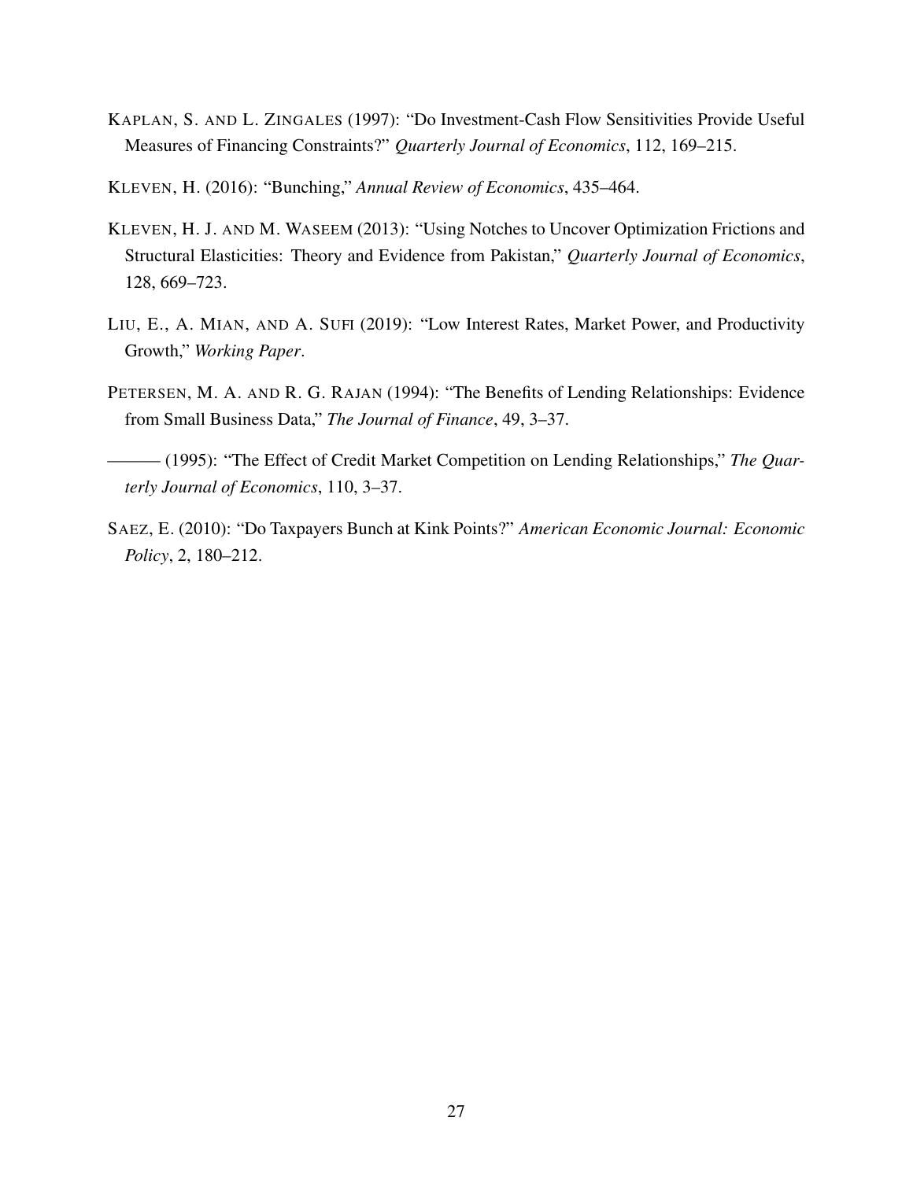KAPLAN, S. AND L. ZINGALES (1997): "Do Investment-Cash Flow Sensitivities Provide Useful Measures of Financing Constraints?" *Quarterly Journal of Economics*, 112, 169–215.

KLEVEN, H. (2016): "Bunching," *Annual Review of Economics*, 435–464.

KLEVEN, H. J. AND M. WASEEM (2013): "Using Notches to Uncover Optimization Frictions and Structural Elasticities: Theory and Evidence from Pakistan," *Quarterly Journal of Economics*, 128, 669–723.

LIU, E., A. MIAN, AND A. SUFI (2019): "Low Interest Rates, Market Power, and Productivity Growth," *Working Paper*.

PETERSEN, M. A. AND R. G. RAJAN (1994): "The Benefits of Lending Relationships: Evidence from Small Business Data," *The Journal of Finance*, 49, 3–37.

——— (1995): "The Effect of Credit Market Competition on Lending Relationships," *The Quarterly Journal of Economics*, 110, 3–37.

SAEZ, E. (2010): "Do Taxpayers Bunch at Kink Points?" *American Economic Journal: Economic Policy*, 2, 180–212.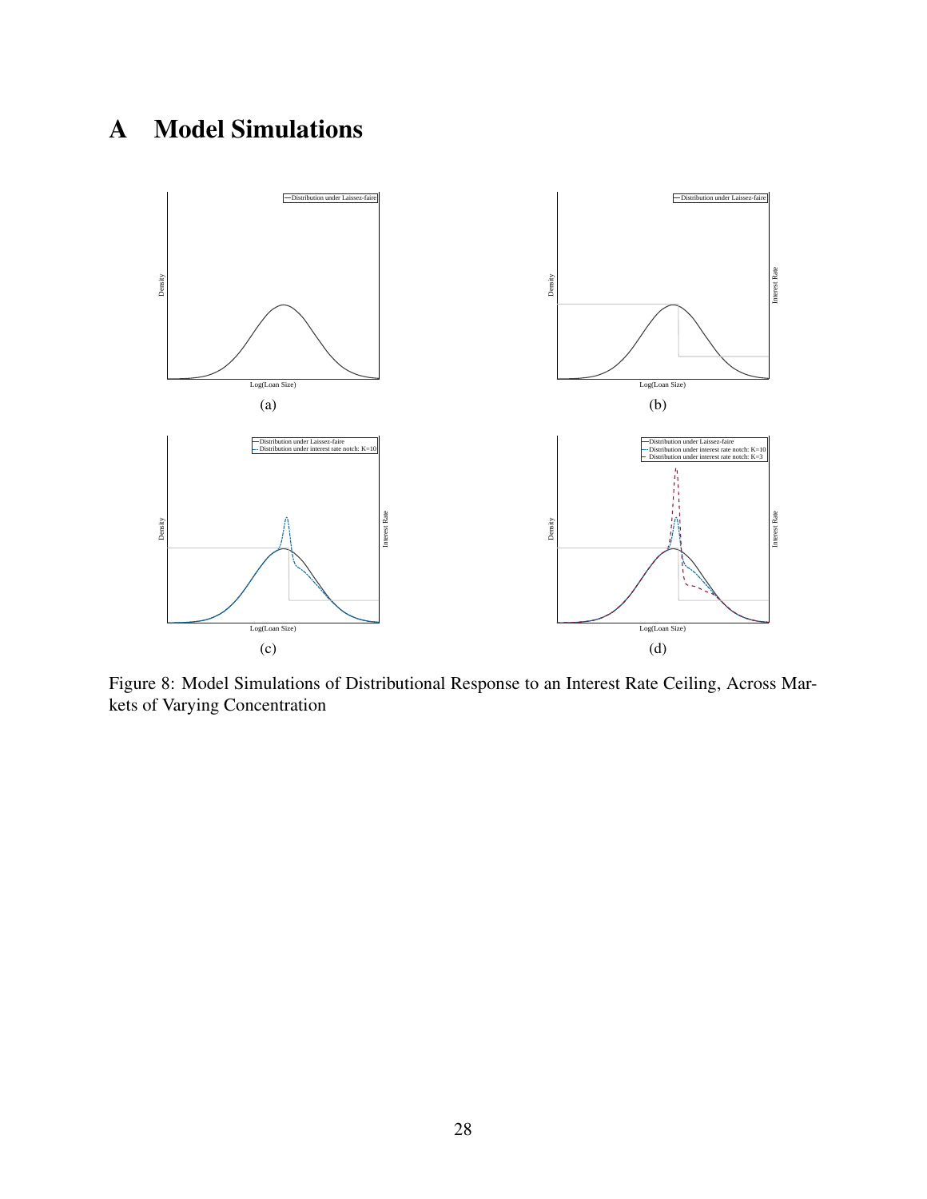# A Model Simulations

(a)

(b)

(c)

(d)

Figure 8: Model Simulations of Distributional Response to an Interest Rate Ceiling, Across Markets of Varying Concentration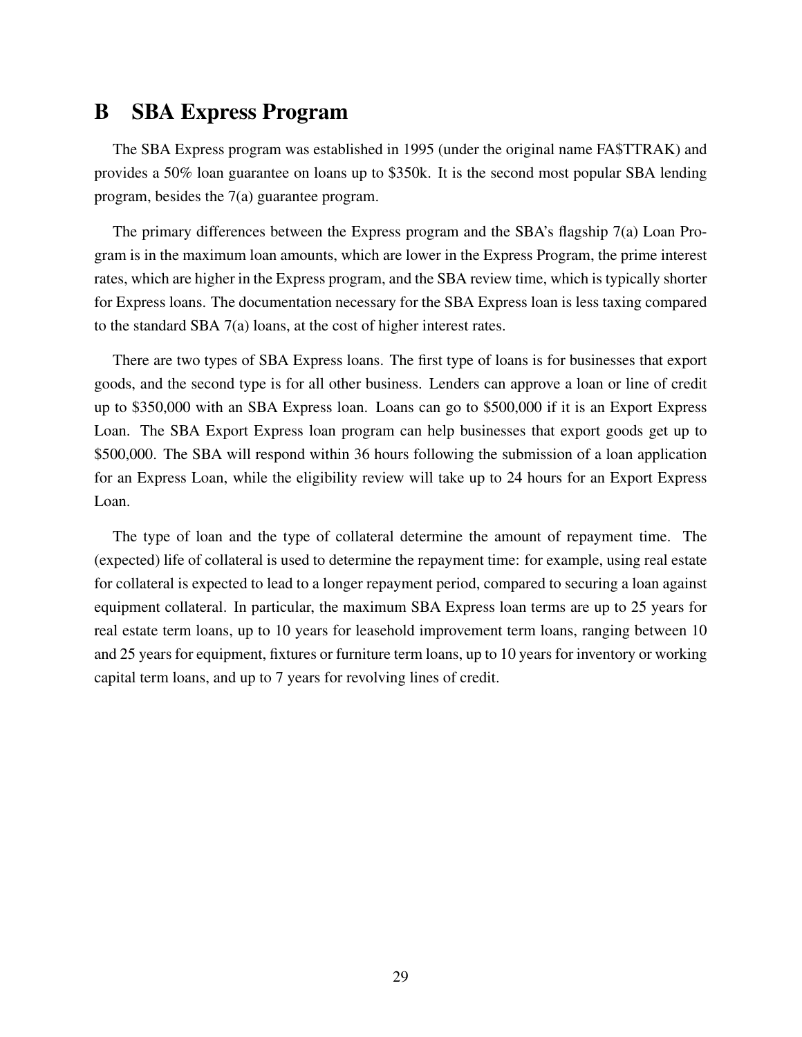# B SBA Express Program

The SBA Express program was established in 1995 (under the original name FA$TTRAK) and provides a 50% loan guarantee on loans up to $350k. It is the second most popular SBA lending program, besides the 7(a) guarantee program.

The primary differences between the Express program and the SBA's flagship 7(a) Loan Program is in the maximum loan amounts, which are lower in the Express Program, the prime interest rates, which are higher in the Express program, and the SBA review time, which is typically shorter for Express loans. The documentation necessary for the SBA Express loan is less taxing compared to the standard SBA 7(a) loans, at the cost of higher interest rates.

There are two types of SBA Express loans. The first type of loans is for businesses that export goods, and the second type is for all other business. Lenders can approve a loan or line of credit up to $350,000 with an SBA Express loan. Loans can go to $500,000 if it is an Export Express Loan. The SBA Export Express loan program can help businesses that export goods get up to $500,000. The SBA will respond within 36 hours following the submission of a loan application for an Express Loan, while the eligibility review will take up to 24 hours for an Export Express Loan.

The type of loan and the type of collateral determine the amount of repayment time. The (expected) life of collateral is used to determine the repayment time: for example, using real estate for collateral is expected to lead to a longer repayment period, compared to securing a loan against equipment collateral. In particular, the maximum SBA Express loan terms are up to 25 years for real estate term loans, up to 10 years for leasehold improvement term loans, ranging between 10 and 25 years for equipment, fixtures or furniture term loans, up to 10 years for inventory or working capital term loans, and up to 7 years for revolving lines of credit.